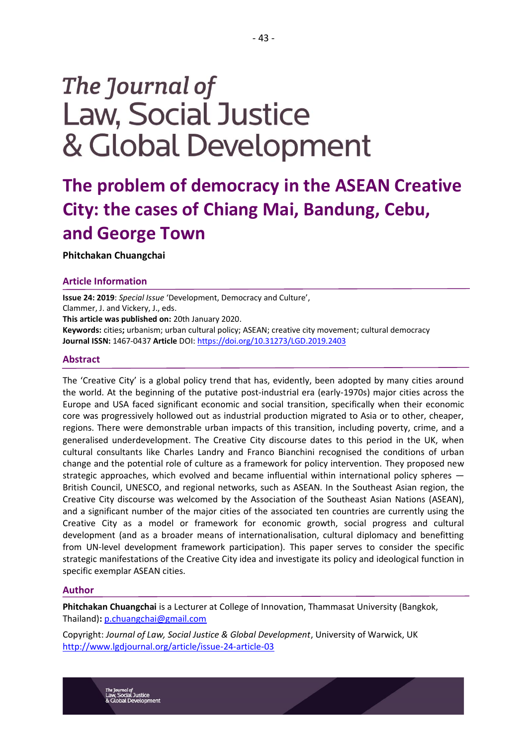# The Journal of Law, Social Justice & Global Development

## The problem of democracy in the ASEAN Creative City: the cases of Chiang Mai, Bandung, Cebu, and George Town

**Phitchakan Chuangchai**

### Article Information

**Issue 24: 2019**: *Special Issue* 'Development, Democracy and Culture', Clammer, J. and Vickery, J., eds.
**This article was published on:** 20th January 2020.
**Keywords:** cities**;** urbanism; urban cultural policy; ASEAN; creative city movement; cultural democracy
**Journal ISSN:** 1467-0437 **Article** DOI: https://doi.org/10.31273/LGD.2019.2403

### Abstract

The 'Creative City' is a global policy trend that has, evidently, been adopted by many cities around the world. At the beginning of the putative post-industrial era (early-1970s) major cities across the Europe and USA faced significant economic and social transition, specifically when their economic core was progressively hollowed out as industrial production migrated to Asia or to other, cheaper, regions. There were demonstrable urban impacts of this transition, including poverty, crime, and a generalised underdevelopment. The Creative City discourse dates to this period in the UK, when cultural consultants like Charles Landry and Franco Bianchini recognised the conditions of urban change and the potential role of culture as a framework for policy intervention. They proposed new strategic approaches, which evolved and became influential within international policy spheres — British Council, UNESCO, and regional networks, such as ASEAN. In the Southeast Asian region, the Creative City discourse was welcomed by the Association of the Southeast Asian Nations (ASEAN), and a significant number of the major cities of the associated ten countries are currently using the Creative City as a model or framework for economic growth, social progress and cultural development (and as a broader means of internationalisation, cultural diplomacy and benefitting from UN-level development framework participation). This paper serves to consider the specific strategic manifestations of the Creative City idea and investigate its policy and ideological function in specific exemplar ASEAN cities.

### Author

**Phitchakan Chuangchai** is a Lecturer at College of Innovation, Thammasat University (Bangkok, Thailand)**:** p.chuangchai@gmail.com

Copyright: *Journal of Law, Social Justice & Global Development*, University of Warwick, UK
http://www.lgdjournal.org/article/issue-24-article-03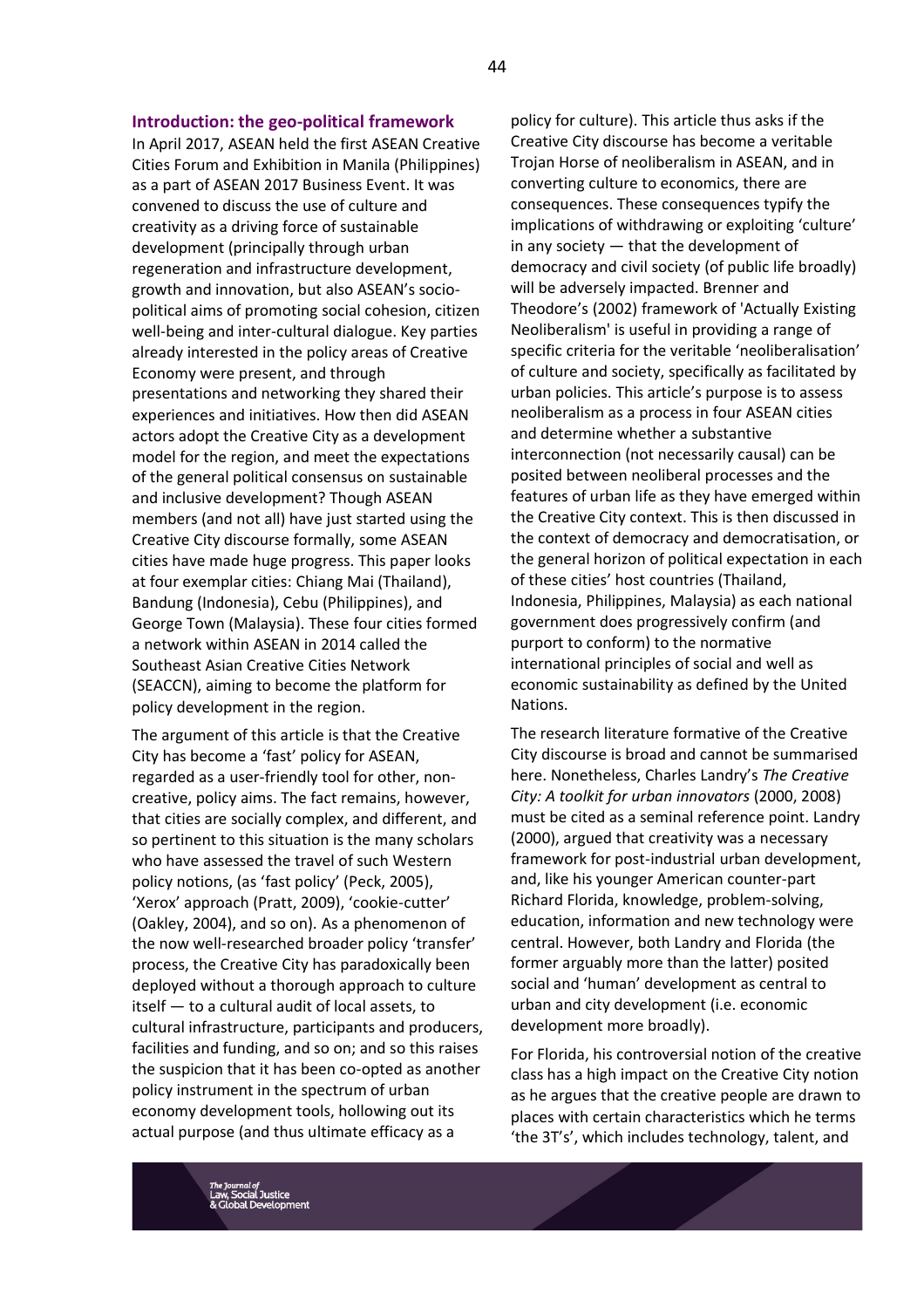## Introduction: the geo-political framework

In April 2017, ASEAN held the first ASEAN Creative Cities Forum and Exhibition in Manila (Philippines) as a part of ASEAN 2017 Business Event. It was convened to discuss the use of culture and creativity as a driving force of sustainable development (principally through urban regeneration and infrastructure development, growth and innovation, but also ASEAN's socio-political aims of promoting social cohesion, citizen well-being and inter-cultural dialogue. Key parties already interested in the policy areas of Creative Economy were present, and through presentations and networking they shared their experiences and initiatives. How then did ASEAN actors adopt the Creative City as a development model for the region, and meet the expectations of the general political consensus on sustainable and inclusive development? Though ASEAN members (and not all) have just started using the Creative City discourse formally, some ASEAN cities have made huge progress. This paper looks at four exemplar cities: Chiang Mai (Thailand), Bandung (Indonesia), Cebu (Philippines), and George Town (Malaysia). These four cities formed a network within ASEAN in 2014 called the Southeast Asian Creative Cities Network (SEACCN), aiming to become the platform for policy development in the region.

The argument of this article is that the Creative City has become a 'fast' policy for ASEAN, regarded as a user-friendly tool for other, non-creative, policy aims. The fact remains, however, that cities are socially complex, and different, and so pertinent to this situation is the many scholars who have assessed the travel of such Western policy notions, (as 'fast policy' (Peck, 2005), 'Xerox' approach (Pratt, 2009), 'cookie-cutter' (Oakley, 2004), and so on). As a phenomenon of the now well-researched broader policy 'transfer' process, the Creative City has paradoxically been deployed without a thorough approach to culture itself — to a cultural audit of local assets, to cultural infrastructure, participants and producers, facilities and funding, and so on; and so this raises the suspicion that it has been co-opted as another policy instrument in the spectrum of urban economy development tools, hollowing out its actual purpose (and thus ultimate efficacy as a policy for culture). This article thus asks if the Creative City discourse has become a veritable Trojan Horse of neoliberalism in ASEAN, and in converting culture to economics, there are consequences. These consequences typify the implications of withdrawing or exploiting 'culture' in any society — that the development of democracy and civil society (of public life broadly) will be adversely impacted. Brenner and Theodore's (2002) framework of 'Actually Existing Neoliberalism' is useful in providing a range of specific criteria for the veritable 'neoliberalisation' of culture and society, specifically as facilitated by urban policies. This article's purpose is to assess neoliberalism as a process in four ASEAN cities and determine whether a substantive interconnection (not necessarily causal) can be posited between neoliberal processes and the features of urban life as they have emerged within the Creative City context. This is then discussed in the context of democracy and democratisation, or the general horizon of political expectation in each of these cities' host countries (Thailand, Indonesia, Philippines, Malaysia) as each national government does progressively confirm (and purport to conform) to the normative international principles of social and well as economic sustainability as defined by the United Nations.

The research literature formative of the Creative City discourse is broad and cannot be summarised here. Nonetheless, Charles Landry's *The Creative City: A toolkit for urban innovators* (2000, 2008) must be cited as a seminal reference point. Landry (2000), argued that creativity was a necessary framework for post-industrial urban development, and, like his younger American counter-part Richard Florida, knowledge, problem-solving, education, information and new technology were central. However, both Landry and Florida (the former arguably more than the latter) posited social and 'human' development as central to urban and city development (i.e. economic development more broadly).

For Florida, his controversial notion of the creative class has a high impact on the Creative City notion as he argues that the creative people are drawn to places with certain characteristics which he terms 'the 3T's', which includes technology, talent, and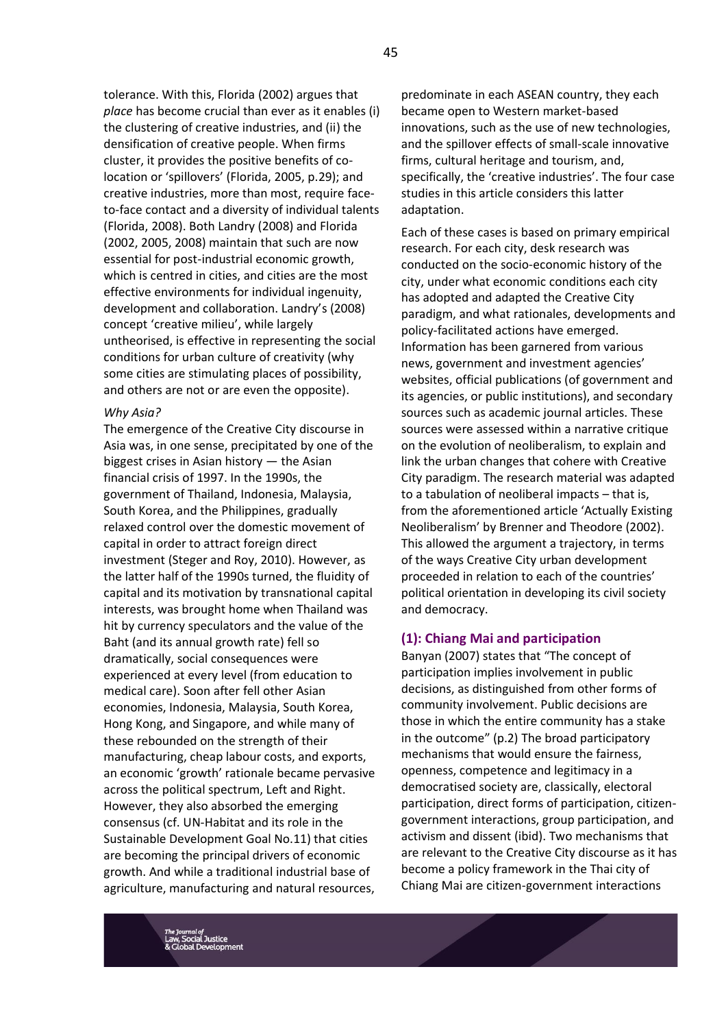tolerance. With this, Florida (2002) argues that *place* has become crucial than ever as it enables (i) the clustering of creative industries, and (ii) the densification of creative people. When firms cluster, it provides the positive benefits of co-location or 'spillovers' (Florida, 2005, p.29); and creative industries, more than most, require face-to-face contact and a diversity of individual talents (Florida, 2008). Both Landry (2008) and Florida (2002, 2005, 2008) maintain that such are now essential for post-industrial economic growth, which is centred in cities, and cities are the most effective environments for individual ingenuity, development and collaboration. Landry's (2008) concept 'creative milieu', while largely untheorised, is effective in representing the social conditions for urban culture of creativity (why some cities are stimulating places of possibility, and others are not or are even the opposite).

*Why Asia?*

The emergence of the Creative City discourse in Asia was, in one sense, precipitated by one of the biggest crises in Asian history — the Asian financial crisis of 1997. In the 1990s, the government of Thailand, Indonesia, Malaysia, South Korea, and the Philippines, gradually relaxed control over the domestic movement of capital in order to attract foreign direct investment (Steger and Roy, 2010). However, as the latter half of the 1990s turned, the fluidity of capital and its motivation by transnational capital interests, was brought home when Thailand was hit by currency speculators and the value of the Baht (and its annual growth rate) fell so dramatically, social consequences were experienced at every level (from education to medical care). Soon after fell other Asian economies, Indonesia, Malaysia, South Korea, Hong Kong, and Singapore, and while many of these rebounded on the strength of their manufacturing, cheap labour costs, and exports, an economic 'growth' rationale became pervasive across the political spectrum, Left and Right. However, they also absorbed the emerging consensus (cf. UN-Habitat and its role in the Sustainable Development Goal No.11) that cities are becoming the principal drivers of economic growth. And while a traditional industrial base of agriculture, manufacturing and natural resources, predominate in each ASEAN country, they each became open to Western market-based innovations, such as the use of new technologies, and the spillover effects of small-scale innovative firms, cultural heritage and tourism, and, specifically, the 'creative industries'. The four case studies in this article considers this latter adaptation.

Each of these cases is based on primary empirical research. For each city, desk research was conducted on the socio-economic history of the city, under what economic conditions each city has adopted and adapted the Creative City paradigm, and what rationales, developments and policy-facilitated actions have emerged. Information has been garnered from various news, government and investment agencies' websites, official publications (of government and its agencies, or public institutions), and secondary sources such as academic journal articles. These sources were assessed within a narrative critique on the evolution of neoliberalism, to explain and link the urban changes that cohere with Creative City paradigm. The research material was adapted to a tabulation of neoliberal impacts – that is, from the aforementioned article 'Actually Existing Neoliberalism' by Brenner and Theodore (2002). This allowed the argument a trajectory, in terms of the ways Creative City urban development proceeded in relation to each of the countries' political orientation in developing its civil society and democracy.

## (1): Chiang Mai and participation

Banyan (2007) states that "The concept of participation implies involvement in public decisions, as distinguished from other forms of community involvement. Public decisions are those in which the entire community has a stake in the outcome" (p.2) The broad participatory mechanisms that would ensure the fairness, openness, competence and legitimacy in a democratised society are, classically, electoral participation, direct forms of participation, citizen-government interactions, group participation, and activism and dissent (ibid). Two mechanisms that are relevant to the Creative City discourse as it has become a policy framework in the Thai city of Chiang Mai are citizen-government interactions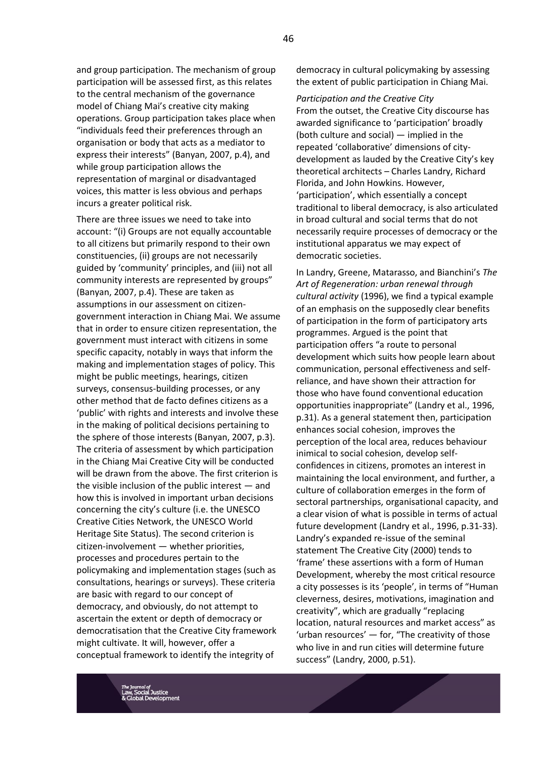and group participation. The mechanism of group participation will be assessed first, as this relates to the central mechanism of the governance model of Chiang Mai's creative city making operations. Group participation takes place when "individuals feed their preferences through an organisation or body that acts as a mediator to express their interests" (Banyan, 2007, p.4), and while group participation allows the representation of marginal or disadvantaged voices, this matter is less obvious and perhaps incurs a greater political risk.

There are three issues we need to take into account: "(i) Groups are not equally accountable to all citizens but primarily respond to their own constituencies, (ii) groups are not necessarily guided by 'community' principles, and (iii) not all community interests are represented by groups" (Banyan, 2007, p.4). These are taken as assumptions in our assessment on citizen-government interaction in Chiang Mai. We assume that in order to ensure citizen representation, the government must interact with citizens in some specific capacity, notably in ways that inform the making and implementation stages of policy. This might be public meetings, hearings, citizen surveys, consensus-building processes, or any other method that de facto defines citizens as a 'public' with rights and interests and involve these in the making of political decisions pertaining to the sphere of those interests (Banyan, 2007, p.3). The criteria of assessment by which participation in the Chiang Mai Creative City will be conducted will be drawn from the above. The first criterion is the visible inclusion of the public interest — and how this is involved in important urban decisions concerning the city's culture (i.e. the UNESCO Creative Cities Network, the UNESCO World Heritage Site Status). The second criterion is citizen-involvement — whether priorities, processes and procedures pertain to the policymaking and implementation stages (such as consultations, hearings or surveys). These criteria are basic with regard to our concept of democracy, and obviously, do not attempt to ascertain the extent or depth of democracy or democratisation that the Creative City framework might cultivate. It will, however, offer a conceptual framework to identify the integrity of democracy in cultural policymaking by assessing the extent of public participation in Chiang Mai.

### *Participation and the Creative City*

From the outset, the Creative City discourse has awarded significance to 'participation' broadly (both culture and social) — implied in the repeated 'collaborative' dimensions of city-development as lauded by the Creative City's key theoretical architects – Charles Landry, Richard Florida, and John Howkins. However, 'participation', which essentially a concept traditional to liberal democracy, is also articulated in broad cultural and social terms that do not necessarily require processes of democracy or the institutional apparatus we may expect of democratic societies.

In Landry, Greene, Matarasso, and Bianchini's *The Art of Regeneration: urban renewal through cultural activity* (1996), we find a typical example of an emphasis on the supposedly clear benefits of participation in the form of participatory arts programmes. Argued is the point that participation offers "a route to personal development which suits how people learn about communication, personal effectiveness and self-reliance, and have shown their attraction for those who have found conventional education opportunities inappropriate" (Landry et al., 1996, p.31). As a general statement then, participation enhances social cohesion, improves the perception of the local area, reduces behaviour inimical to social cohesion, develop self-confidences in citizens, promotes an interest in maintaining the local environment, and further, a culture of collaboration emerges in the form of sectoral partnerships, organisational capacity, and a clear vision of what is possible in terms of actual future development (Landry et al., 1996, p.31-33). Landry's expanded re-issue of the seminal statement The Creative City (2000) tends to 'frame' these assertions with a form of Human Development, whereby the most critical resource a city possesses is its 'people', in terms of "Human cleverness, desires, motivations, imagination and creativity", which are gradually "replacing location, natural resources and market access" as 'urban resources' — for, "The creativity of those who live in and run cities will determine future success" (Landry, 2000, p.51).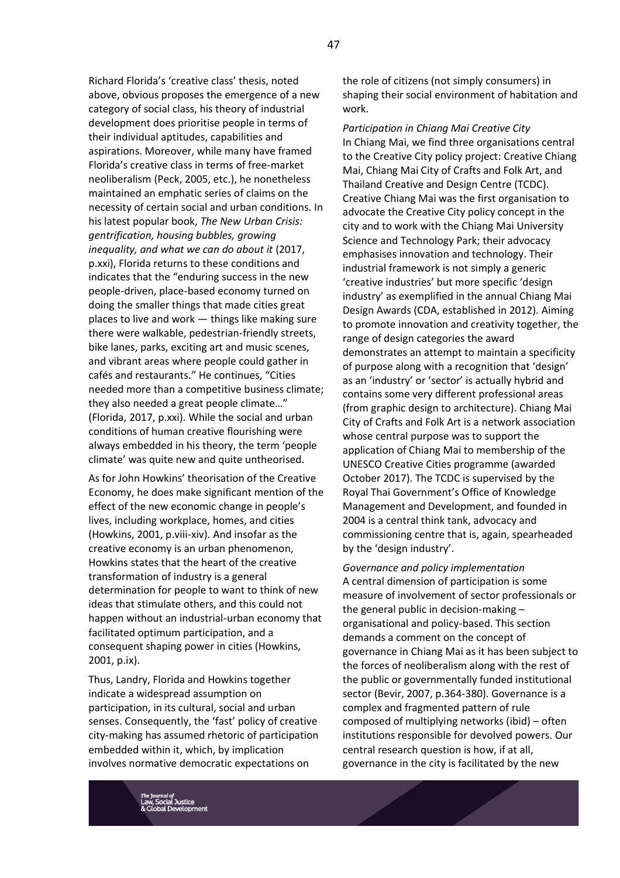Richard Florida's 'creative class' thesis, noted above, obvious proposes the emergence of a new category of social class, his theory of industrial development does prioritise people in terms of their individual aptitudes, capabilities and aspirations. Moreover, while many have framed Florida's creative class in terms of free-market neoliberalism (Peck, 2005, etc.), he nonetheless maintained an emphatic series of claims on the necessity of certain social and urban conditions. In his latest popular book, *The New Urban Crisis: gentrification, housing bubbles, growing inequality, and what we can do about it* (2017, p.xxi), Florida returns to these conditions and indicates that the "enduring success in the new people-driven, place-based economy turned on doing the smaller things that made cities great places to live and work — things like making sure there were walkable, pedestrian-friendly streets, bike lanes, parks, exciting art and music scenes, and vibrant areas where people could gather in cafés and restaurants." He continues, "Cities needed more than a competitive business climate; they also needed a great people climate…" (Florida, 2017, p.xxi). While the social and urban conditions of human creative flourishing were always embedded in his theory, the term 'people climate' was quite new and quite untheorised.

As for John Howkins' theorisation of the Creative Economy, he does make significant mention of the effect of the new economic change in people's lives, including workplace, homes, and cities (Howkins, 2001, p.viii-xiv). And insofar as the creative economy is an urban phenomenon, Howkins states that the heart of the creative transformation of industry is a general determination for people to want to think of new ideas that stimulate others, and this could not happen without an industrial-urban economy that facilitated optimum participation, and a consequent shaping power in cities (Howkins, 2001, p.ix).

Thus, Landry, Florida and Howkins together indicate a widespread assumption on participation, in its cultural, social and urban senses. Consequently, the 'fast' policy of creative city-making has assumed rhetoric of participation embedded within it, which, by implication involves normative democratic expectations on the role of citizens (not simply consumers) in shaping their social environment of habitation and work.

*Participation in Chiang Mai Creative City*

In Chiang Mai, we find three organisations central to the Creative City policy project: Creative Chiang Mai, Chiang Mai City of Crafts and Folk Art, and Thailand Creative and Design Centre (TCDC). Creative Chiang Mai was the first organisation to advocate the Creative City policy concept in the city and to work with the Chiang Mai University Science and Technology Park; their advocacy emphasises innovation and technology. Their industrial framework is not simply a generic 'creative industries' but more specific 'design industry' as exemplified in the annual Chiang Mai Design Awards (CDA, established in 2012). Aiming to promote innovation and creativity together, the range of design categories the award demonstrates an attempt to maintain a specificity of purpose along with a recognition that 'design' as an 'industry' or 'sector' is actually hybrid and contains some very different professional areas (from graphic design to architecture). Chiang Mai City of Crafts and Folk Art is a network association whose central purpose was to support the application of Chiang Mai to membership of the UNESCO Creative Cities programme (awarded October 2017). The TCDC is supervised by the Royal Thai Government's Office of Knowledge Management and Development, and founded in 2004 is a central think tank, advocacy and commissioning centre that is, again, spearheaded by the 'design industry'.

*Governance and policy implementation*

A central dimension of participation is some measure of involvement of sector professionals or the general public in decision-making – organisational and policy-based. This section demands a comment on the concept of governance in Chiang Mai as it has been subject to the forces of neoliberalism along with the rest of the public or governmentally funded institutional sector (Bevir, 2007, p.364-380). Governance is a complex and fragmented pattern of rule composed of multiplying networks (ibid) – often institutions responsible for devolved powers. Our central research question is how, if at all, governance in the city is facilitated by the new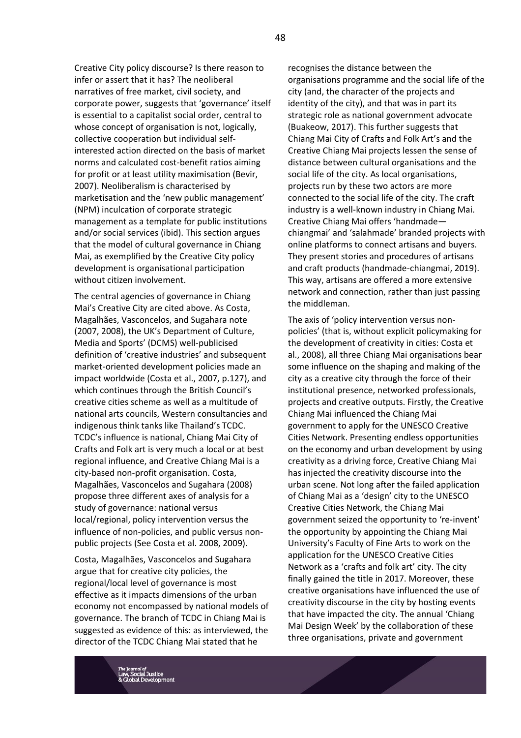Creative City policy discourse? Is there reason to infer or assert that it has? The neoliberal narratives of free market, civil society, and corporate power, suggests that 'governance' itself is essential to a capitalist social order, central to whose concept of organisation is not, logically, collective cooperation but individual self-interested action directed on the basis of market norms and calculated cost-benefit ratios aiming for profit or at least utility maximisation (Bevir, 2007). Neoliberalism is characterised by marketisation and the 'new public management' (NPM) inculcation of corporate strategic management as a template for public institutions and/or social services (ibid). This section argues that the model of cultural governance in Chiang Mai, as exemplified by the Creative City policy development is organisational participation without citizen involvement.

The central agencies of governance in Chiang Mai's Creative City are cited above. As Costa, Magalhães, Vasconcelos, and Sugahara note (2007, 2008), the UK's Department of Culture, Media and Sports' (DCMS) well-publicised definition of 'creative industries' and subsequent market-oriented development policies made an impact worldwide (Costa et al., 2007, p.127), and which continues through the British Council's creative cities scheme as well as a multitude of national arts councils, Western consultancies and indigenous think tanks like Thailand's TCDC. TCDC's influence is national, Chiang Mai City of Crafts and Folk art is very much a local or at best regional influence, and Creative Chiang Mai is a city-based non-profit organisation. Costa, Magalhães, Vasconcelos and Sugahara (2008) propose three different axes of analysis for a study of governance: national versus local/regional, policy intervention versus the influence of non-policies, and public versus non-public projects (See Costa et al. 2008, 2009).

Costa, Magalhães, Vasconcelos and Sugahara argue that for creative city policies, the regional/local level of governance is most effective as it impacts dimensions of the urban economy not encompassed by national models of governance. The branch of TCDC in Chiang Mai is suggested as evidence of this: as interviewed, the director of the TCDC Chiang Mai stated that he recognises the distance between the organisations programme and the social life of the city (and, the character of the projects and identity of the city), and that was in part its strategic role as national government advocate (Buakeow, 2017). This further suggests that Chiang Mai City of Crafts and Folk Art's and the Creative Chiang Mai projects lessen the sense of distance between cultural organisations and the social life of the city. As local organisations, projects run by these two actors are more connected to the social life of the city. The craft industry is a well-known industry in Chiang Mai. Creative Chiang Mai offers 'handmade—chiangmai' and 'salahmade' branded projects with online platforms to connect artisans and buyers. They present stories and procedures of artisans and craft products (handmade-chiangmai, 2019). This way, artisans are offered a more extensive network and connection, rather than just passing the middleman.

The axis of 'policy intervention versus non-policies' (that is, without explicit policymaking for the development of creativity in cities: Costa et al., 2008), all three Chiang Mai organisations bear some influence on the shaping and making of the city as a creative city through the force of their institutional presence, networked professionals, projects and creative outputs. Firstly, the Creative Chiang Mai influenced the Chiang Mai government to apply for the UNESCO Creative Cities Network. Presenting endless opportunities on the economy and urban development by using creativity as a driving force, Creative Chiang Mai has injected the creativity discourse into the urban scene. Not long after the failed application of Chiang Mai as a 'design' city to the UNESCO Creative Cities Network, the Chiang Mai government seized the opportunity to 're-invent' the opportunity by appointing the Chiang Mai University's Faculty of Fine Arts to work on the application for the UNESCO Creative Cities Network as a 'crafts and folk art' city. The city finally gained the title in 2017. Moreover, these creative organisations have influenced the use of creativity discourse in the city by hosting events that have impacted the city. The annual 'Chiang Mai Design Week' by the collaboration of these three organisations, private and government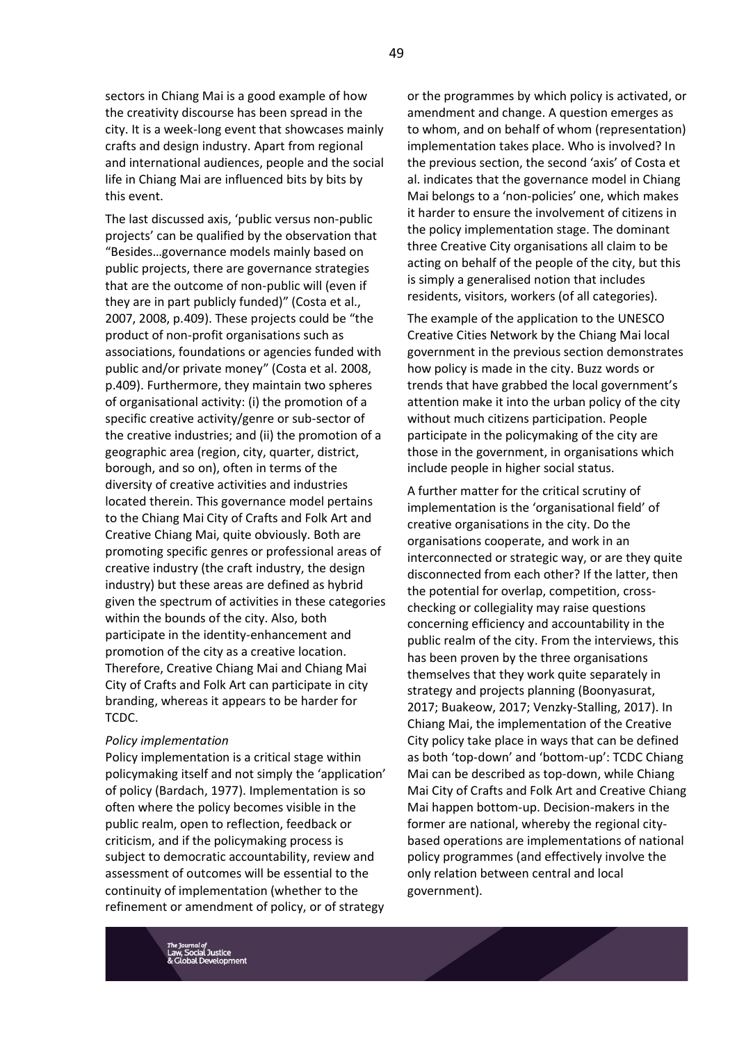sectors in Chiang Mai is a good example of how the creativity discourse has been spread in the city. It is a week-long event that showcases mainly crafts and design industry. Apart from regional and international audiences, people and the social life in Chiang Mai are influenced bits by bits by this event.

The last discussed axis, 'public versus non-public projects' can be qualified by the observation that "Besides…governance models mainly based on public projects, there are governance strategies that are the outcome of non-public will (even if they are in part publicly funded)" (Costa et al., 2007, 2008, p.409). These projects could be "the product of non-profit organisations such as associations, foundations or agencies funded with public and/or private money" (Costa et al. 2008, p.409). Furthermore, they maintain two spheres of organisational activity: (i) the promotion of a specific creative activity/genre or sub-sector of the creative industries; and (ii) the promotion of a geographic area (region, city, quarter, district, borough, and so on), often in terms of the diversity of creative activities and industries located therein. This governance model pertains to the Chiang Mai City of Crafts and Folk Art and Creative Chiang Mai, quite obviously. Both are promoting specific genres or professional areas of creative industry (the craft industry, the design industry) but these areas are defined as hybrid given the spectrum of activities in these categories within the bounds of the city. Also, both participate in the identity-enhancement and promotion of the city as a creative location. Therefore, Creative Chiang Mai and Chiang Mai City of Crafts and Folk Art can participate in city branding, whereas it appears to be harder for TCDC.

*Policy implementation*

Policy implementation is a critical stage within policymaking itself and not simply the 'application' of policy (Bardach, 1977). Implementation is so often where the policy becomes visible in the public realm, open to reflection, feedback or criticism, and if the policymaking process is subject to democratic accountability, review and assessment of outcomes will be essential to the continuity of implementation (whether to the refinement or amendment of policy, or of strategy or the programmes by which policy is activated, or amendment and change. A question emerges as to whom, and on behalf of whom (representation) implementation takes place. Who is involved? In the previous section, the second 'axis' of Costa et al. indicates that the governance model in Chiang Mai belongs to a 'non-policies' one, which makes it harder to ensure the involvement of citizens in the policy implementation stage. The dominant three Creative City organisations all claim to be acting on behalf of the people of the city, but this is simply a generalised notion that includes residents, visitors, workers (of all categories).

The example of the application to the UNESCO Creative Cities Network by the Chiang Mai local government in the previous section demonstrates how policy is made in the city. Buzz words or trends that have grabbed the local government's attention make it into the urban policy of the city without much citizens participation. People participate in the policymaking of the city are those in the government, in organisations which include people in higher social status.

A further matter for the critical scrutiny of implementation is the 'organisational field' of creative organisations in the city. Do the organisations cooperate, and work in an interconnected or strategic way, or are they quite disconnected from each other? If the latter, then the potential for overlap, competition, cross-checking or collegiality may raise questions concerning efficiency and accountability in the public realm of the city. From the interviews, this has been proven by the three organisations themselves that they work quite separately in strategy and projects planning (Boonyasurat, 2017; Buakeow, 2017; Venzky-Stalling, 2017). In Chiang Mai, the implementation of the Creative City policy take place in ways that can be defined as both 'top-down' and 'bottom-up': TCDC Chiang Mai can be described as top-down, while Chiang Mai City of Crafts and Folk Art and Creative Chiang Mai happen bottom-up. Decision-makers in the former are national, whereby the regional city-based operations are implementations of national policy programmes (and effectively involve the only relation between central and local government).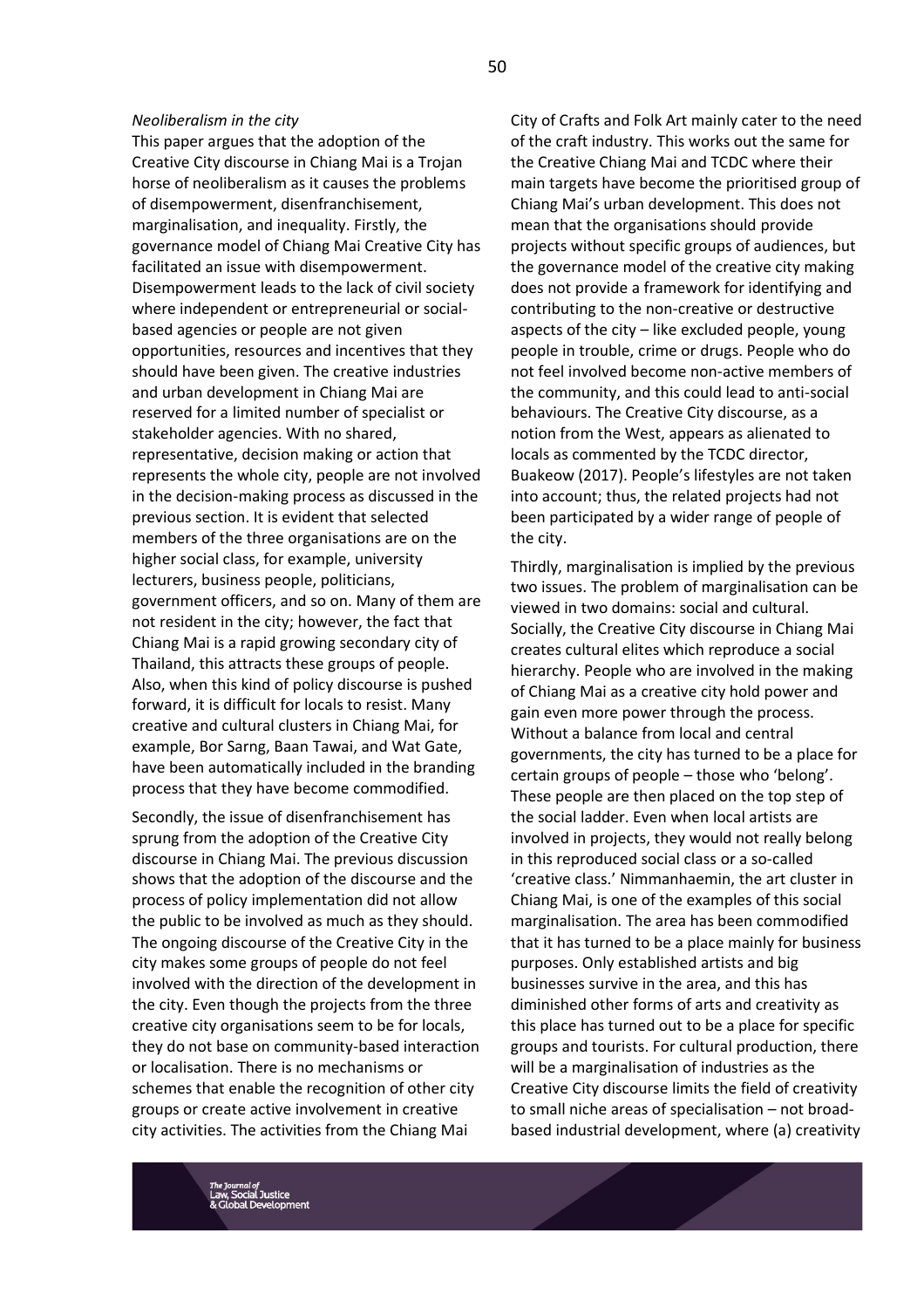*Neoliberalism in the city*

This paper argues that the adoption of the Creative City discourse in Chiang Mai is a Trojan horse of neoliberalism as it causes the problems of disempowerment, disenfranchisement, marginalisation, and inequality. Firstly, the governance model of Chiang Mai Creative City has facilitated an issue with disempowerment. Disempowerment leads to the lack of civil society where independent or entrepreneurial or social-based agencies or people are not given opportunities, resources and incentives that they should have been given. The creative industries and urban development in Chiang Mai are reserved for a limited number of specialist or stakeholder agencies. With no shared, representative, decision making or action that represents the whole city, people are not involved in the decision-making process as discussed in the previous section. It is evident that selected members of the three organisations are on the higher social class, for example, university lecturers, business people, politicians, government officers, and so on. Many of them are not resident in the city; however, the fact that Chiang Mai is a rapid growing secondary city of Thailand, this attracts these groups of people. Also, when this kind of policy discourse is pushed forward, it is difficult for locals to resist. Many creative and cultural clusters in Chiang Mai, for example, Bor Sarng, Baan Tawai, and Wat Gate, have been automatically included in the branding process that they have become commodified.

Secondly, the issue of disenfranchisement has sprung from the adoption of the Creative City discourse in Chiang Mai. The previous discussion shows that the adoption of the discourse and the process of policy implementation did not allow the public to be involved as much as they should. The ongoing discourse of the Creative City in the city makes some groups of people do not feel involved with the direction of the development in the city. Even though the projects from the three creative city organisations seem to be for locals, they do not base on community-based interaction or localisation. There is no mechanisms or schemes that enable the recognition of other city groups or create active involvement in creative city activities. The activities from the Chiang Mai City of Crafts and Folk Art mainly cater to the need of the craft industry. This works out the same for the Creative Chiang Mai and TCDC where their main targets have become the prioritised group of Chiang Mai's urban development. This does not mean that the organisations should provide projects without specific groups of audiences, but the governance model of the creative city making does not provide a framework for identifying and contributing to the non-creative or destructive aspects of the city – like excluded people, young people in trouble, crime or drugs. People who do not feel involved become non-active members of the community, and this could lead to anti-social behaviours. The Creative City discourse, as a notion from the West, appears as alienated to locals as commented by the TCDC director, Buakeow (2017). People's lifestyles are not taken into account; thus, the related projects had not been participated by a wider range of people of the city.

Thirdly, marginalisation is implied by the previous two issues. The problem of marginalisation can be viewed in two domains: social and cultural. Socially, the Creative City discourse in Chiang Mai creates cultural elites which reproduce a social hierarchy. People who are involved in the making of Chiang Mai as a creative city hold power and gain even more power through the process. Without a balance from local and central governments, the city has turned to be a place for certain groups of people – those who 'belong'. These people are then placed on the top step of the social ladder. Even when local artists are involved in projects, they would not really belong in this reproduced social class or a so-called 'creative class.' Nimmanhaemin, the art cluster in Chiang Mai, is one of the examples of this social marginalisation. The area has been commodified that it has turned to be a place mainly for business purposes. Only established artists and big businesses survive in the area, and this has diminished other forms of arts and creativity as this place has turned out to be a place for specific groups and tourists. For cultural production, there will be a marginalisation of industries as the Creative City discourse limits the field of creativity to small niche areas of specialisation – not broad-based industrial development, where (a) creativity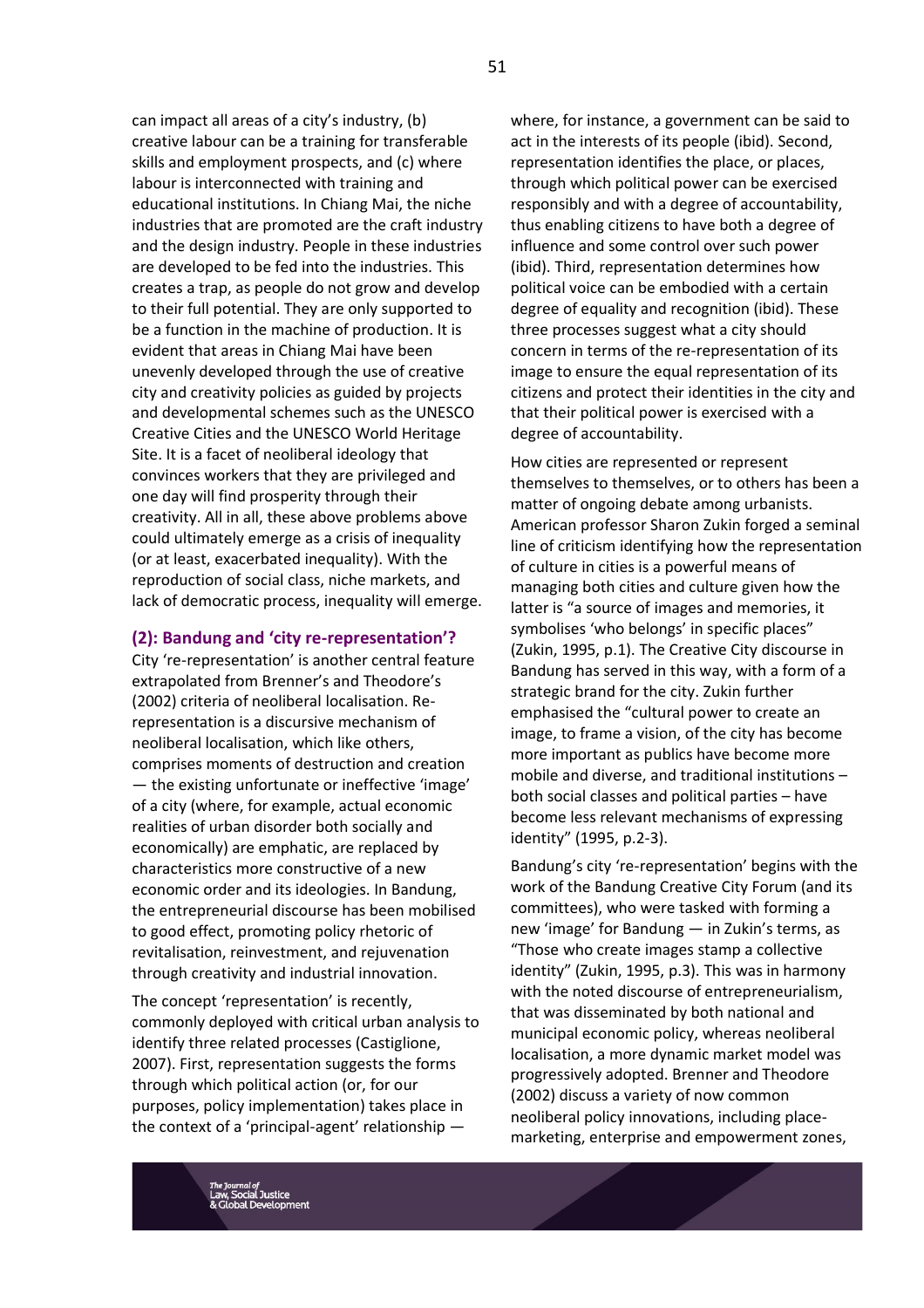can impact all areas of a city's industry, (b) creative labour can be a training for transferable skills and employment prospects, and (c) where labour is interconnected with training and educational institutions. In Chiang Mai, the niche industries that are promoted are the craft industry and the design industry. People in these industries are developed to be fed into the industries. This creates a trap, as people do not grow and develop to their full potential. They are only supported to be a function in the machine of production. It is evident that areas in Chiang Mai have been unevenly developed through the use of creative city and creativity policies as guided by projects and developmental schemes such as the UNESCO Creative Cities and the UNESCO World Heritage Site. It is a facet of neoliberal ideology that convinces workers that they are privileged and one day will find prosperity through their creativity. All in all, these above problems above could ultimately emerge as a crisis of inequality (or at least, exacerbated inequality). With the reproduction of social class, niche markets, and lack of democratic process, inequality will emerge.

### (2): Bandung and 'city re-representation'?

City 're-representation' is another central feature extrapolated from Brenner's and Theodore's (2002) criteria of neoliberal localisation. Re-representation is a discursive mechanism of neoliberal localisation, which like others, comprises moments of destruction and creation — the existing unfortunate or ineffective 'image' of a city (where, for example, actual economic realities of urban disorder both socially and economically) are emphatic, are replaced by characteristics more constructive of a new economic order and its ideologies. In Bandung, the entrepreneurial discourse has been mobilised to good effect, promoting policy rhetoric of revitalisation, reinvestment, and rejuvenation through creativity and industrial innovation.

The concept 'representation' is recently, commonly deployed with critical urban analysis to identify three related processes (Castiglione, 2007). First, representation suggests the forms through which political action (or, for our purposes, policy implementation) takes place in the context of a 'principal-agent' relationship — where, for instance, a government can be said to act in the interests of its people (ibid). Second, representation identifies the place, or places, through which political power can be exercised responsibly and with a degree of accountability, thus enabling citizens to have both a degree of influence and some control over such power (ibid). Third, representation determines how political voice can be embodied with a certain degree of equality and recognition (ibid). These three processes suggest what a city should concern in terms of the re-representation of its image to ensure the equal representation of its citizens and protect their identities in the city and that their political power is exercised with a degree of accountability.

How cities are represented or represent themselves to themselves, or to others has been a matter of ongoing debate among urbanists. American professor Sharon Zukin forged a seminal line of criticism identifying how the representation of culture in cities is a powerful means of managing both cities and culture given how the latter is "a source of images and memories, it symbolises 'who belongs' in specific places" (Zukin, 1995, p.1). The Creative City discourse in Bandung has served in this way, with a form of a strategic brand for the city. Zukin further emphasised the "cultural power to create an image, to frame a vision, of the city has become more important as publics have become more mobile and diverse, and traditional institutions – both social classes and political parties – have become less relevant mechanisms of expressing identity" (1995, p.2-3).

Bandung's city 're-representation' begins with the work of the Bandung Creative City Forum (and its committees), who were tasked with forming a new 'image' for Bandung — in Zukin's terms, as "Those who create images stamp a collective identity" (Zukin, 1995, p.3). This was in harmony with the noted discourse of entrepreneurialism, that was disseminated by both national and municipal economic policy, whereas neoliberal localisation, a more dynamic market model was progressively adopted. Brenner and Theodore (2002) discuss a variety of now common neoliberal policy innovations, including place-marketing, enterprise and empowerment zones,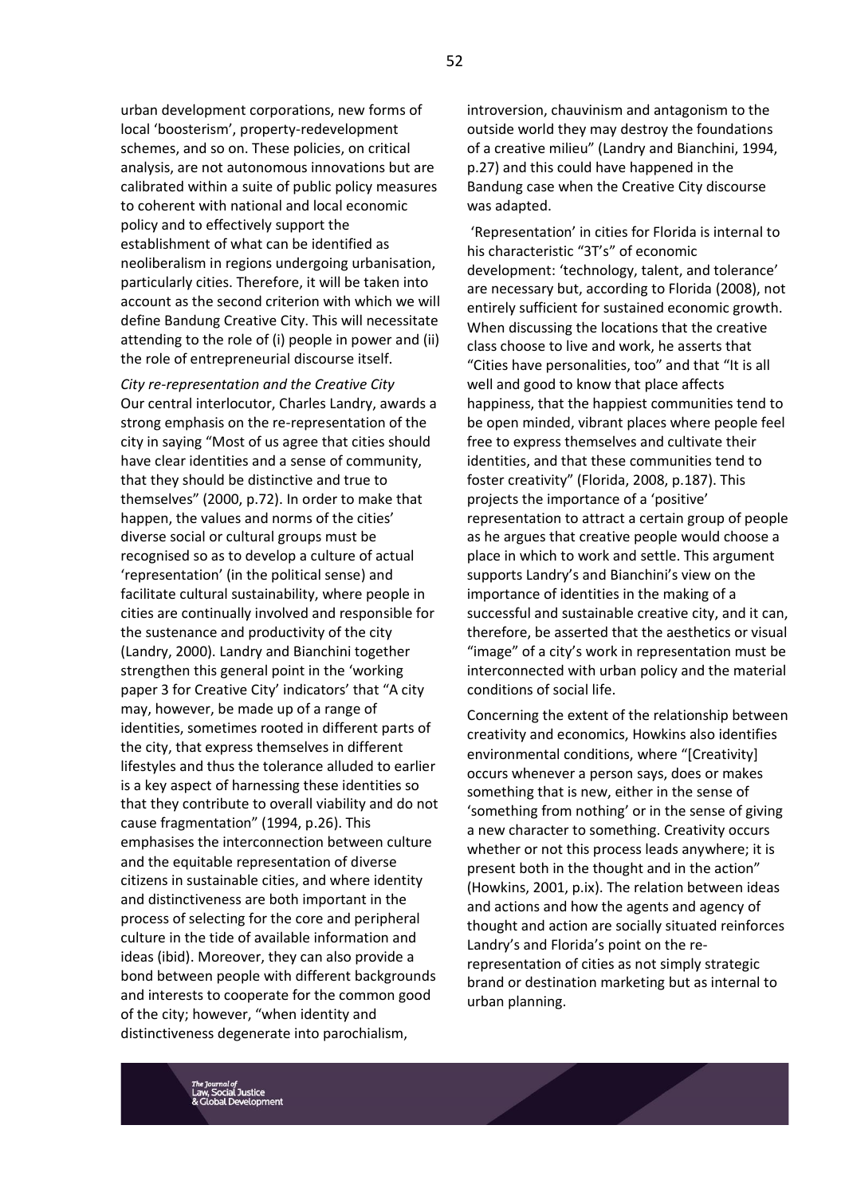urban development corporations, new forms of local 'boosterism', property-redevelopment schemes, and so on. These policies, on critical analysis, are not autonomous innovations but are calibrated within a suite of public policy measures to coherent with national and local economic policy and to effectively support the establishment of what can be identified as neoliberalism in regions undergoing urbanisation, particularly cities. Therefore, it will be taken into account as the second criterion with which we will define Bandung Creative City. This will necessitate attending to the role of (i) people in power and (ii) the role of entrepreneurial discourse itself.

*City re-representation and the Creative City*

Our central interlocutor, Charles Landry, awards a strong emphasis on the re-representation of the city in saying "Most of us agree that cities should have clear identities and a sense of community, that they should be distinctive and true to themselves" (2000, p.72). In order to make that happen, the values and norms of the cities' diverse social or cultural groups must be recognised so as to develop a culture of actual 'representation' (in the political sense) and facilitate cultural sustainability, where people in cities are continually involved and responsible for the sustenance and productivity of the city (Landry, 2000). Landry and Bianchini together strengthen this general point in the 'working paper 3 for Creative City' indicators' that "A city may, however, be made up of a range of identities, sometimes rooted in different parts of the city, that express themselves in different lifestyles and thus the tolerance alluded to earlier is a key aspect of harnessing these identities so that they contribute to overall viability and do not cause fragmentation" (1994, p.26). This emphasises the interconnection between culture and the equitable representation of diverse citizens in sustainable cities, and where identity and distinctiveness are both important in the process of selecting for the core and peripheral culture in the tide of available information and ideas (ibid). Moreover, they can also provide a bond between people with different backgrounds and interests to cooperate for the common good of the city; however, "when identity and distinctiveness degenerate into parochialism, introversion, chauvinism and antagonism to the outside world they may destroy the foundations of a creative milieu" (Landry and Bianchini, 1994, p.27) and this could have happened in the Bandung case when the Creative City discourse was adapted.

'Representation' in cities for Florida is internal to his characteristic "3T's" of economic development: 'technology, talent, and tolerance' are necessary but, according to Florida (2008), not entirely sufficient for sustained economic growth. When discussing the locations that the creative class choose to live and work, he asserts that "Cities have personalities, too" and that "It is all well and good to know that place affects happiness, that the happiest communities tend to be open minded, vibrant places where people feel free to express themselves and cultivate their identities, and that these communities tend to foster creativity" (Florida, 2008, p.187). This projects the importance of a 'positive' representation to attract a certain group of people as he argues that creative people would choose a place in which to work and settle. This argument supports Landry's and Bianchini's view on the importance of identities in the making of a successful and sustainable creative city, and it can, therefore, be asserted that the aesthetics or visual "image" of a city's work in representation must be interconnected with urban policy and the material conditions of social life.

Concerning the extent of the relationship between creativity and economics, Howkins also identifies environmental conditions, where "[Creativity] occurs whenever a person says, does or makes something that is new, either in the sense of 'something from nothing' or in the sense of giving a new character to something. Creativity occurs whether or not this process leads anywhere; it is present both in the thought and in the action" (Howkins, 2001, p.ix). The relation between ideas and actions and how the agents and agency of thought and action are socially situated reinforces Landry's and Florida's point on the re-representation of cities as not simply strategic brand or destination marketing but as internal to urban planning.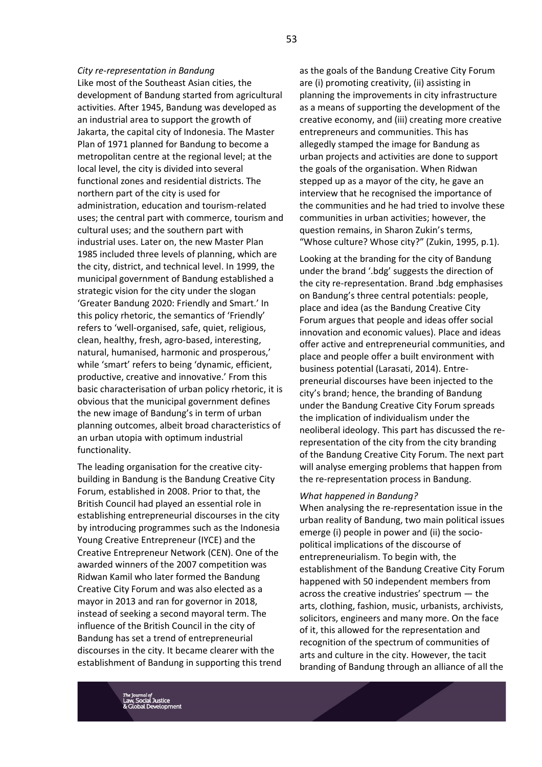*City re-representation in Bandung*

Like most of the Southeast Asian cities, the development of Bandung started from agricultural activities. After 1945, Bandung was developed as an industrial area to support the growth of Jakarta, the capital city of Indonesia. The Master Plan of 1971 planned for Bandung to become a metropolitan centre at the regional level; at the local level, the city is divided into several functional zones and residential districts. The northern part of the city is used for administration, education and tourism-related uses; the central part with commerce, tourism and cultural uses; and the southern part with industrial uses. Later on, the new Master Plan 1985 included three levels of planning, which are the city, district, and technical level. In 1999, the municipal government of Bandung established a strategic vision for the city under the slogan 'Greater Bandung 2020: Friendly and Smart.' In this policy rhetoric, the semantics of 'Friendly' refers to 'well-organised, safe, quiet, religious, clean, healthy, fresh, agro-based, interesting, natural, humanised, harmonic and prosperous,' while 'smart' refers to being 'dynamic, efficient, productive, creative and innovative.' From this basic characterisation of urban policy rhetoric, it is obvious that the municipal government defines the new image of Bandung's in term of urban planning outcomes, albeit broad characteristics of an urban utopia with optimum industrial functionality.

The leading organisation for the creative city-building in Bandung is the Bandung Creative City Forum, established in 2008. Prior to that, the British Council had played an essential role in establishing entrepreneurial discourses in the city by introducing programmes such as the Indonesia Young Creative Entrepreneur (IYCE) and the Creative Entrepreneur Network (CEN). One of the awarded winners of the 2007 competition was Ridwan Kamil who later formed the Bandung Creative City Forum and was also elected as a mayor in 2013 and ran for governor in 2018, instead of seeking a second mayoral term. The influence of the British Council in the city of Bandung has set a trend of entrepreneurial discourses in the city. It became clearer with the establishment of Bandung in supporting this trend as the goals of the Bandung Creative City Forum are (i) promoting creativity, (ii) assisting in planning the improvements in city infrastructure as a means of supporting the development of the creative economy, and (iii) creating more creative entrepreneurs and communities. This has allegedly stamped the image for Bandung as urban projects and activities are done to support the goals of the organisation. When Ridwan stepped up as a mayor of the city, he gave an interview that he recognised the importance of the communities and he had tried to involve these communities in urban activities; however, the question remains, in Sharon Zukin's terms, "Whose culture? Whose city?" (Zukin, 1995, p.1).

Looking at the branding for the city of Bandung under the brand '.bdg' suggests the direction of the city re-representation. Brand .bdg emphasises on Bandung's three central potentials: people, place and idea (as the Bandung Creative City Forum argues that people and ideas offer social innovation and economic values). Place and ideas offer active and entrepreneurial communities, and place and people offer a built environment with business potential (Larasati, 2014). Entrepreneurial discourses have been injected to the city's brand; hence, the branding of Bandung under the Bandung Creative City Forum spreads the implication of individualism under the neoliberal ideology. This part has discussed the re-representation of the city from the city branding of the Bandung Creative City Forum. The next part will analyse emerging problems that happen from the re-representation process in Bandung.

*What happened in Bandung?*

When analysing the re-representation issue in the urban reality of Bandung, two main political issues emerge (i) people in power and (ii) the socio-political implications of the discourse of entrepreneurialism. To begin with, the establishment of the Bandung Creative City Forum happened with 50 independent members from across the creative industries' spectrum — the arts, clothing, fashion, music, urbanists, archivists, solicitors, engineers and many more. On the face of it, this allowed for the representation and recognition of the spectrum of communities of arts and culture in the city. However, the tacit branding of Bandung through an alliance of all the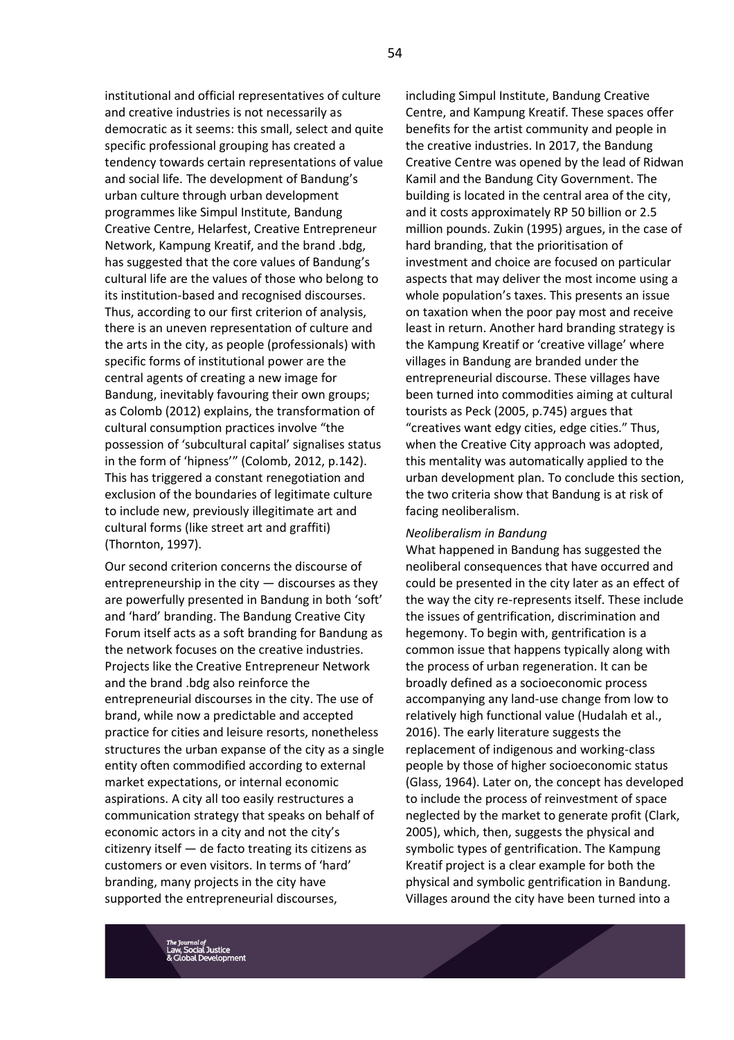institutional and official representatives of culture and creative industries is not necessarily as democratic as it seems: this small, select and quite specific professional grouping has created a tendency towards certain representations of value and social life. The development of Bandung's urban culture through urban development programmes like Simpul Institute, Bandung Creative Centre, Helarfest, Creative Entrepreneur Network, Kampung Kreatif, and the brand .bdg, has suggested that the core values of Bandung's cultural life are the values of those who belong to its institution-based and recognised discourses. Thus, according to our first criterion of analysis, there is an uneven representation of culture and the arts in the city, as people (professionals) with specific forms of institutional power are the central agents of creating a new image for Bandung, inevitably favouring their own groups; as Colomb (2012) explains, the transformation of cultural consumption practices involve "the possession of 'subcultural capital' signalises status in the form of 'hipness'" (Colomb, 2012, p.142). This has triggered a constant renegotiation and exclusion of the boundaries of legitimate culture to include new, previously illegitimate art and cultural forms (like street art and graffiti) (Thornton, 1997).

Our second criterion concerns the discourse of entrepreneurship in the city — discourses as they are powerfully presented in Bandung in both 'soft' and 'hard' branding. The Bandung Creative City Forum itself acts as a soft branding for Bandung as the network focuses on the creative industries. Projects like the Creative Entrepreneur Network and the brand .bdg also reinforce the entrepreneurial discourses in the city. The use of brand, while now a predictable and accepted practice for cities and leisure resorts, nonetheless structures the urban expanse of the city as a single entity often commodified according to external market expectations, or internal economic aspirations. A city all too easily restructures a communication strategy that speaks on behalf of economic actors in a city and not the city's citizenry itself — de facto treating its citizens as customers or even visitors. In terms of 'hard' branding, many projects in the city have supported the entrepreneurial discourses, including Simpul Institute, Bandung Creative Centre, and Kampung Kreatif. These spaces offer benefits for the artist community and people in the creative industries. In 2017, the Bandung Creative Centre was opened by the lead of Ridwan Kamil and the Bandung City Government. The building is located in the central area of the city, and it costs approximately RP 50 billion or 2.5 million pounds. Zukin (1995) argues, in the case of hard branding, that the prioritisation of investment and choice are focused on particular aspects that may deliver the most income using a whole population's taxes. This presents an issue on taxation when the poor pay most and receive least in return. Another hard branding strategy is the Kampung Kreatif or 'creative village' where villages in Bandung are branded under the entrepreneurial discourse. These villages have been turned into commodities aiming at cultural tourists as Peck (2005, p.745) argues that "creatives want edgy cities, edge cities." Thus, when the Creative City approach was adopted, this mentality was automatically applied to the urban development plan. To conclude this section, the two criteria show that Bandung is at risk of facing neoliberalism.

*Neoliberalism in Bandung*

What happened in Bandung has suggested the neoliberal consequences that have occurred and could be presented in the city later as an effect of the way the city re-represents itself. These include the issues of gentrification, discrimination and hegemony. To begin with, gentrification is a common issue that happens typically along with the process of urban regeneration. It can be broadly defined as a socioeconomic process accompanying any land-use change from low to relatively high functional value (Hudalah et al., 2016). The early literature suggests the replacement of indigenous and working-class people by those of higher socioeconomic status (Glass, 1964). Later on, the concept has developed to include the process of reinvestment of space neglected by the market to generate profit (Clark, 2005), which, then, suggests the physical and symbolic types of gentrification. The Kampung Kreatif project is a clear example for both the physical and symbolic gentrification in Bandung. Villages around the city have been turned into a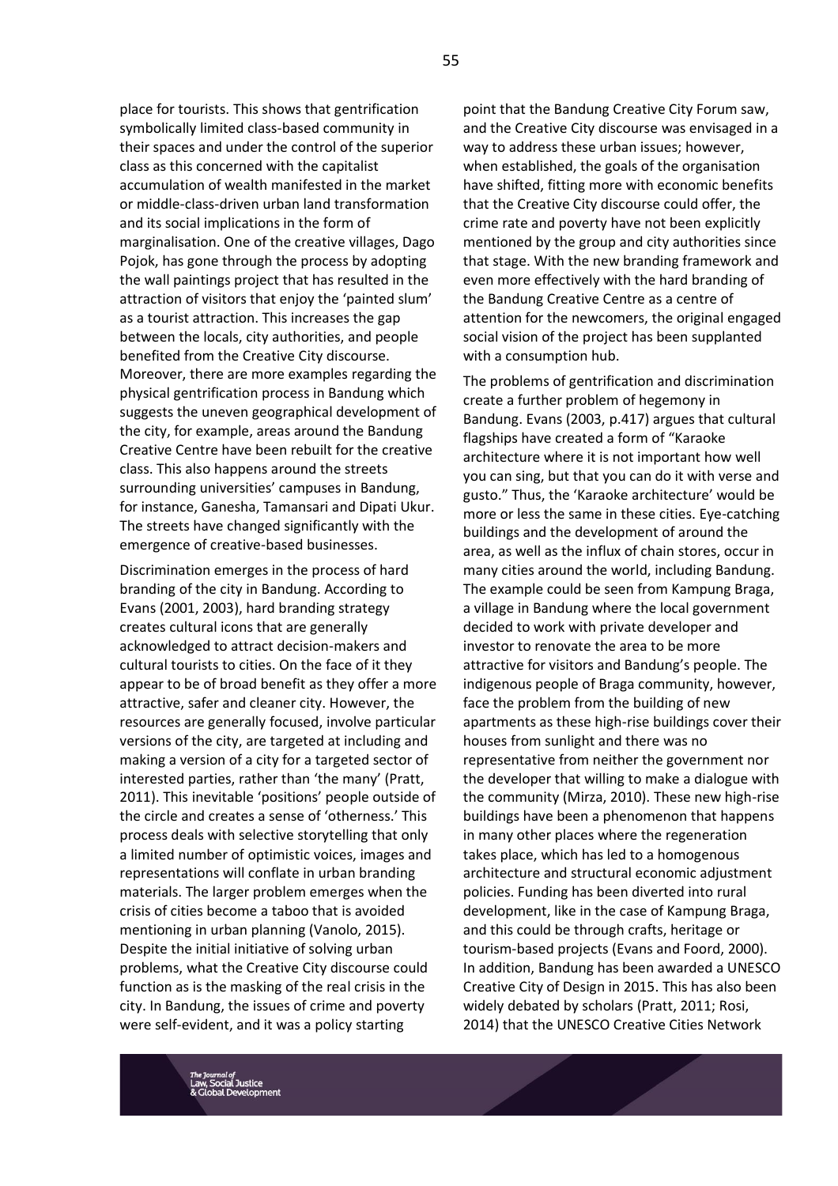place for tourists. This shows that gentrification symbolically limited class-based community in their spaces and under the control of the superior class as this concerned with the capitalist accumulation of wealth manifested in the market or middle-class-driven urban land transformation and its social implications in the form of marginalisation. One of the creative villages, Dago Pojok, has gone through the process by adopting the wall paintings project that has resulted in the attraction of visitors that enjoy the 'painted slum' as a tourist attraction. This increases the gap between the locals, city authorities, and people benefited from the Creative City discourse. Moreover, there are more examples regarding the physical gentrification process in Bandung which suggests the uneven geographical development of the city, for example, areas around the Bandung Creative Centre have been rebuilt for the creative class. This also happens around the streets surrounding universities' campuses in Bandung, for instance, Ganesha, Tamansari and Dipati Ukur. The streets have changed significantly with the emergence of creative-based businesses.

Discrimination emerges in the process of hard branding of the city in Bandung. According to Evans (2001, 2003), hard branding strategy creates cultural icons that are generally acknowledged to attract decision-makers and cultural tourists to cities. On the face of it they appear to be of broad benefit as they offer a more attractive, safer and cleaner city. However, the resources are generally focused, involve particular versions of the city, are targeted at including and making a version of a city for a targeted sector of interested parties, rather than 'the many' (Pratt, 2011). This inevitable 'positions' people outside of the circle and creates a sense of 'otherness.' This process deals with selective storytelling that only a limited number of optimistic voices, images and representations will conflate in urban branding materials. The larger problem emerges when the crisis of cities become a taboo that is avoided mentioning in urban planning (Vanolo, 2015). Despite the initial initiative of solving urban problems, what the Creative City discourse could function as is the masking of the real crisis in the city. In Bandung, the issues of crime and poverty were self-evident, and it was a policy starting point that the Bandung Creative City Forum saw, and the Creative City discourse was envisaged in a way to address these urban issues; however, when established, the goals of the organisation have shifted, fitting more with economic benefits that the Creative City discourse could offer, the crime rate and poverty have not been explicitly mentioned by the group and city authorities since that stage. With the new branding framework and even more effectively with the hard branding of the Bandung Creative Centre as a centre of attention for the newcomers, the original engaged social vision of the project has been supplanted with a consumption hub.

The problems of gentrification and discrimination create a further problem of hegemony in Bandung. Evans (2003, p.417) argues that cultural flagships have created a form of "Karaoke architecture where it is not important how well you can sing, but that you can do it with verse and gusto." Thus, the 'Karaoke architecture' would be more or less the same in these cities. Eye-catching buildings and the development of around the area, as well as the influx of chain stores, occur in many cities around the world, including Bandung. The example could be seen from Kampung Braga, a village in Bandung where the local government decided to work with private developer and investor to renovate the area to be more attractive for visitors and Bandung's people. The indigenous people of Braga community, however, face the problem from the building of new apartments as these high-rise buildings cover their houses from sunlight and there was no representative from neither the government nor the developer that willing to make a dialogue with the community (Mirza, 2010). These new high-rise buildings have been a phenomenon that happens in many other places where the regeneration takes place, which has led to a homogenous architecture and structural economic adjustment policies. Funding has been diverted into rural development, like in the case of Kampung Braga, and this could be through crafts, heritage or tourism-based projects (Evans and Foord, 2000). In addition, Bandung has been awarded a UNESCO Creative City of Design in 2015. This has also been widely debated by scholars (Pratt, 2011; Rosi, 2014) that the UNESCO Creative Cities Network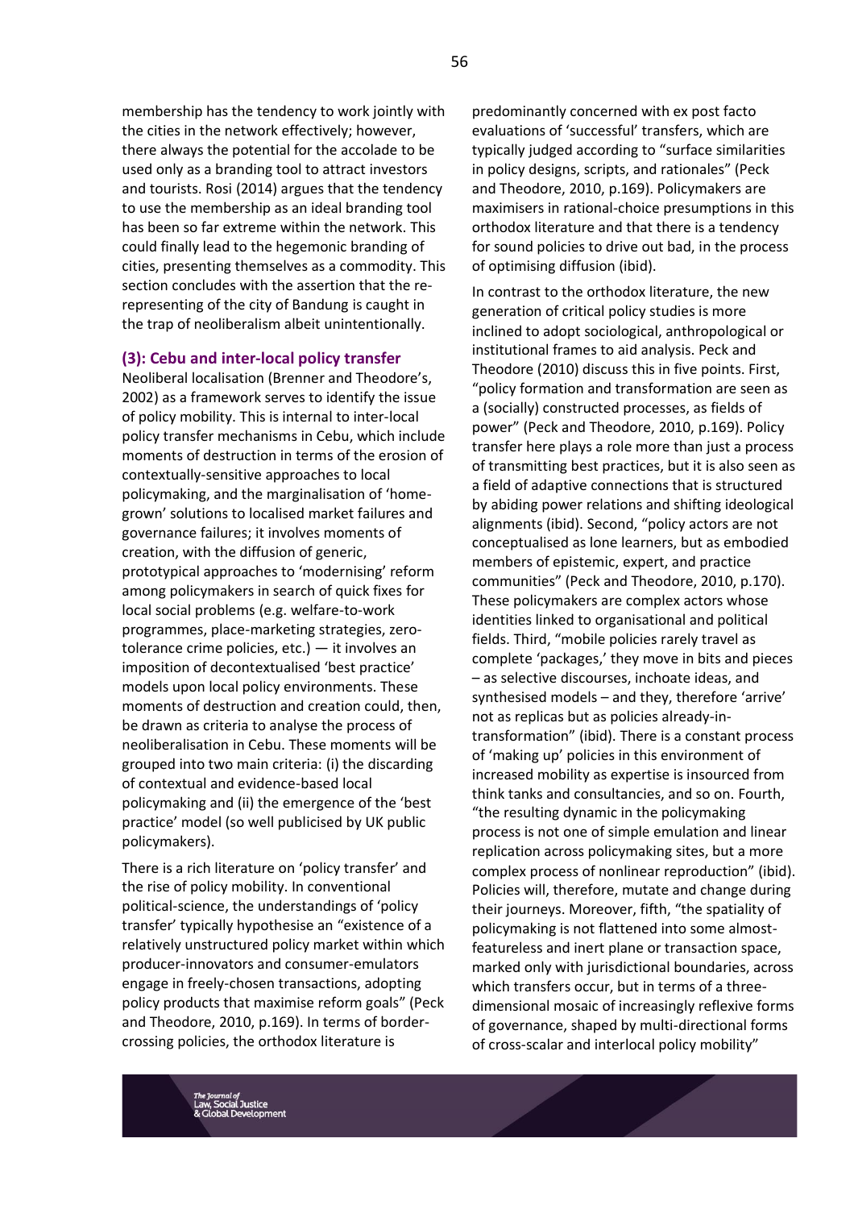membership has the tendency to work jointly with the cities in the network effectively; however, there always the potential for the accolade to be used only as a branding tool to attract investors and tourists. Rosi (2014) argues that the tendency to use the membership as an ideal branding tool has been so far extreme within the network. This could finally lead to the hegemonic branding of cities, presenting themselves as a commodity. This section concludes with the assertion that the re-representing of the city of Bandung is caught in the trap of neoliberalism albeit unintentionally.

### (3): Cebu and inter-local policy transfer

Neoliberal localisation (Brenner and Theodore's, 2002) as a framework serves to identify the issue of policy mobility. This is internal to inter-local policy transfer mechanisms in Cebu, which include moments of destruction in terms of the erosion of contextually-sensitive approaches to local policymaking, and the marginalisation of 'home-grown' solutions to localised market failures and governance failures; it involves moments of creation, with the diffusion of generic, prototypical approaches to 'modernising' reform among policymakers in search of quick fixes for local social problems (e.g. welfare-to-work programmes, place-marketing strategies, zero-tolerance crime policies, etc.) — it involves an imposition of decontextualised 'best practice' models upon local policy environments. These moments of destruction and creation could, then, be drawn as criteria to analyse the process of neoliberalisation in Cebu. These moments will be grouped into two main criteria: (i) the discarding of contextual and evidence-based local policymaking and (ii) the emergence of the 'best practice' model (so well publicised by UK public policymakers).

There is a rich literature on 'policy transfer' and the rise of policy mobility. In conventional political-science, the understandings of 'policy transfer' typically hypothesise an "existence of a relatively unstructured policy market within which producer-innovators and consumer-emulators engage in freely-chosen transactions, adopting policy products that maximise reform goals" (Peck and Theodore, 2010, p.169). In terms of border-crossing policies, the orthodox literature is predominantly concerned with ex post facto evaluations of 'successful' transfers, which are typically judged according to "surface similarities in policy designs, scripts, and rationales" (Peck and Theodore, 2010, p.169). Policymakers are maximisers in rational-choice presumptions in this orthodox literature and that there is a tendency for sound policies to drive out bad, in the process of optimising diffusion (ibid).

In contrast to the orthodox literature, the new generation of critical policy studies is more inclined to adopt sociological, anthropological or institutional frames to aid analysis. Peck and Theodore (2010) discuss this in five points. First, "policy formation and transformation are seen as a (socially) constructed processes, as fields of power" (Peck and Theodore, 2010, p.169). Policy transfer here plays a role more than just a process of transmitting best practices, but it is also seen as a field of adaptive connections that is structured by abiding power relations and shifting ideological alignments (ibid). Second, "policy actors are not conceptualised as lone learners, but as embodied members of epistemic, expert, and practice communities" (Peck and Theodore, 2010, p.170). These policymakers are complex actors whose identities linked to organisational and political fields. Third, "mobile policies rarely travel as complete 'packages,' they move in bits and pieces – as selective discourses, inchoate ideas, and synthesised models – and they, therefore 'arrive' not as replicas but as policies already-in-transformation" (ibid). There is a constant process of 'making up' policies in this environment of increased mobility as expertise is insourced from think tanks and consultancies, and so on. Fourth, "the resulting dynamic in the policymaking process is not one of simple emulation and linear replication across policymaking sites, but a more complex process of nonlinear reproduction" (ibid). Policies will, therefore, mutate and change during their journeys. Moreover, fifth, "the spatiality of policymaking is not flattened into some almost-featureless and inert plane or transaction space, marked only with jurisdictional boundaries, across which transfers occur, but in terms of a three-dimensional mosaic of increasingly reflexive forms of governance, shaped by multi-directional forms of cross-scalar and interlocal policy mobility"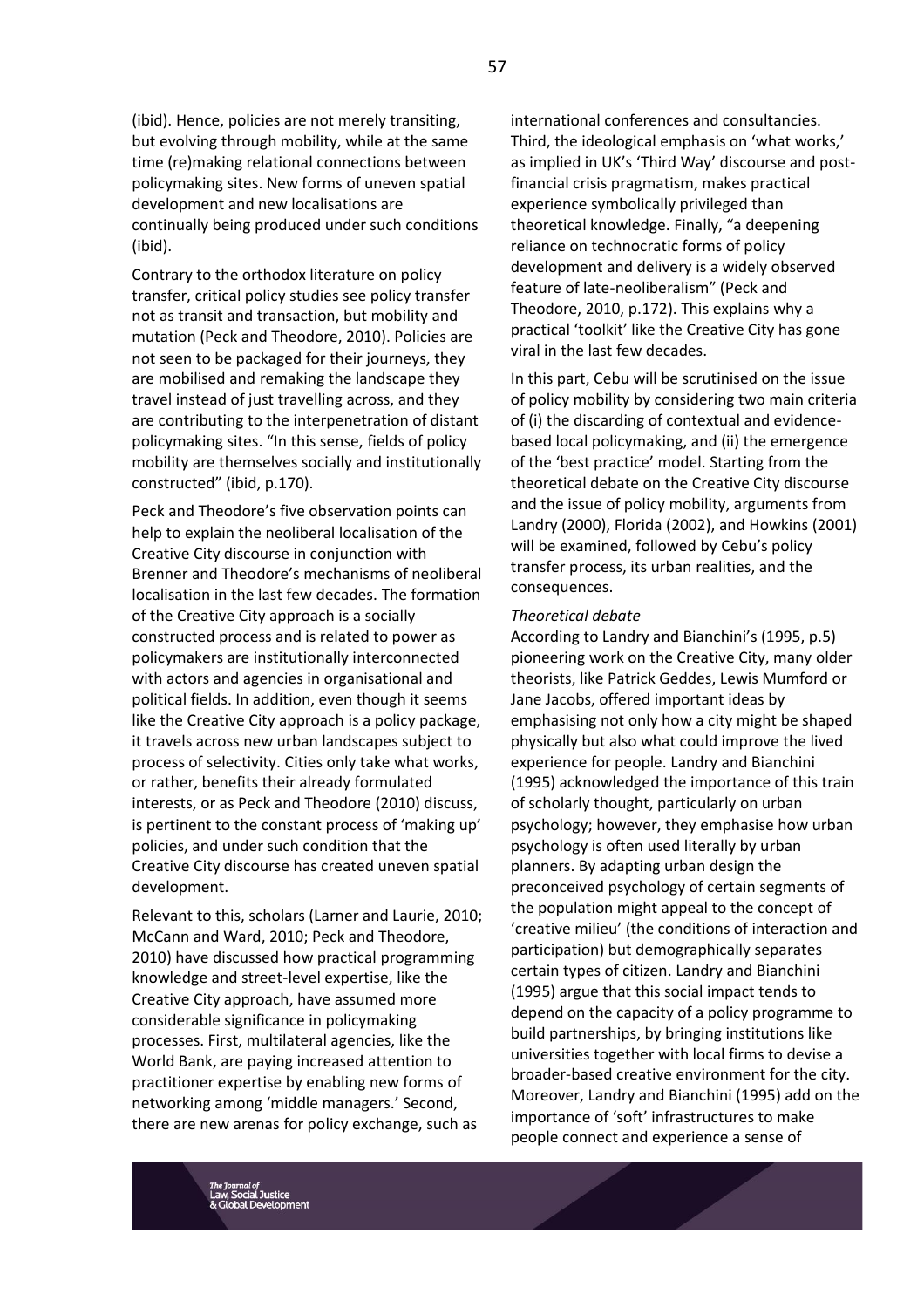(ibid). Hence, policies are not merely transiting, but evolving through mobility, while at the same time (re)making relational connections between policymaking sites. New forms of uneven spatial development and new localisations are continually being produced under such conditions (ibid).

Contrary to the orthodox literature on policy transfer, critical policy studies see policy transfer not as transit and transaction, but mobility and mutation (Peck and Theodore, 2010). Policies are not seen to be packaged for their journeys, they are mobilised and remaking the landscape they travel instead of just travelling across, and they are contributing to the interpenetration of distant policymaking sites. "In this sense, fields of policy mobility are themselves socially and institutionally constructed" (ibid, p.170).

Peck and Theodore's five observation points can help to explain the neoliberal localisation of the Creative City discourse in conjunction with Brenner and Theodore's mechanisms of neoliberal localisation in the last few decades. The formation of the Creative City approach is a socially constructed process and is related to power as policymakers are institutionally interconnected with actors and agencies in organisational and political fields. In addition, even though it seems like the Creative City approach is a policy package, it travels across new urban landscapes subject to process of selectivity. Cities only take what works, or rather, benefits their already formulated interests, or as Peck and Theodore (2010) discuss, is pertinent to the constant process of 'making up' policies, and under such condition that the Creative City discourse has created uneven spatial development.

Relevant to this, scholars (Larner and Laurie, 2010; McCann and Ward, 2010; Peck and Theodore, 2010) have discussed how practical programming knowledge and street-level expertise, like the Creative City approach, have assumed more considerable significance in policymaking processes. First, multilateral agencies, like the World Bank, are paying increased attention to practitioner expertise by enabling new forms of networking among 'middle managers.' Second, there are new arenas for policy exchange, such as international conferences and consultancies. Third, the ideological emphasis on 'what works,' as implied in UK's 'Third Way' discourse and post-financial crisis pragmatism, makes practical experience symbolically privileged than theoretical knowledge. Finally, "a deepening reliance on technocratic forms of policy development and delivery is a widely observed feature of late-neoliberalism" (Peck and Theodore, 2010, p.172). This explains why a practical 'toolkit' like the Creative City has gone viral in the last few decades.

In this part, Cebu will be scrutinised on the issue of policy mobility by considering two main criteria of (i) the discarding of contextual and evidence-based local policymaking, and (ii) the emergence of the 'best practice' model. Starting from the theoretical debate on the Creative City discourse and the issue of policy mobility, arguments from Landry (2000), Florida (2002), and Howkins (2001) will be examined, followed by Cebu's policy transfer process, its urban realities, and the consequences.

*Theoretical debate*

According to Landry and Bianchini's (1995, p.5) pioneering work on the Creative City, many older theorists, like Patrick Geddes, Lewis Mumford or Jane Jacobs, offered important ideas by emphasising not only how a city might be shaped physically but also what could improve the lived experience for people. Landry and Bianchini (1995) acknowledged the importance of this train of scholarly thought, particularly on urban psychology; however, they emphasise how urban psychology is often used literally by urban planners. By adapting urban design the preconceived psychology of certain segments of the population might appeal to the concept of 'creative milieu' (the conditions of interaction and participation) but demographically separates certain types of citizen. Landry and Bianchini (1995) argue that this social impact tends to depend on the capacity of a policy programme to build partnerships, by bringing institutions like universities together with local firms to devise a broader-based creative environment for the city. Moreover, Landry and Bianchini (1995) add on the importance of 'soft' infrastructures to make people connect and experience a sense of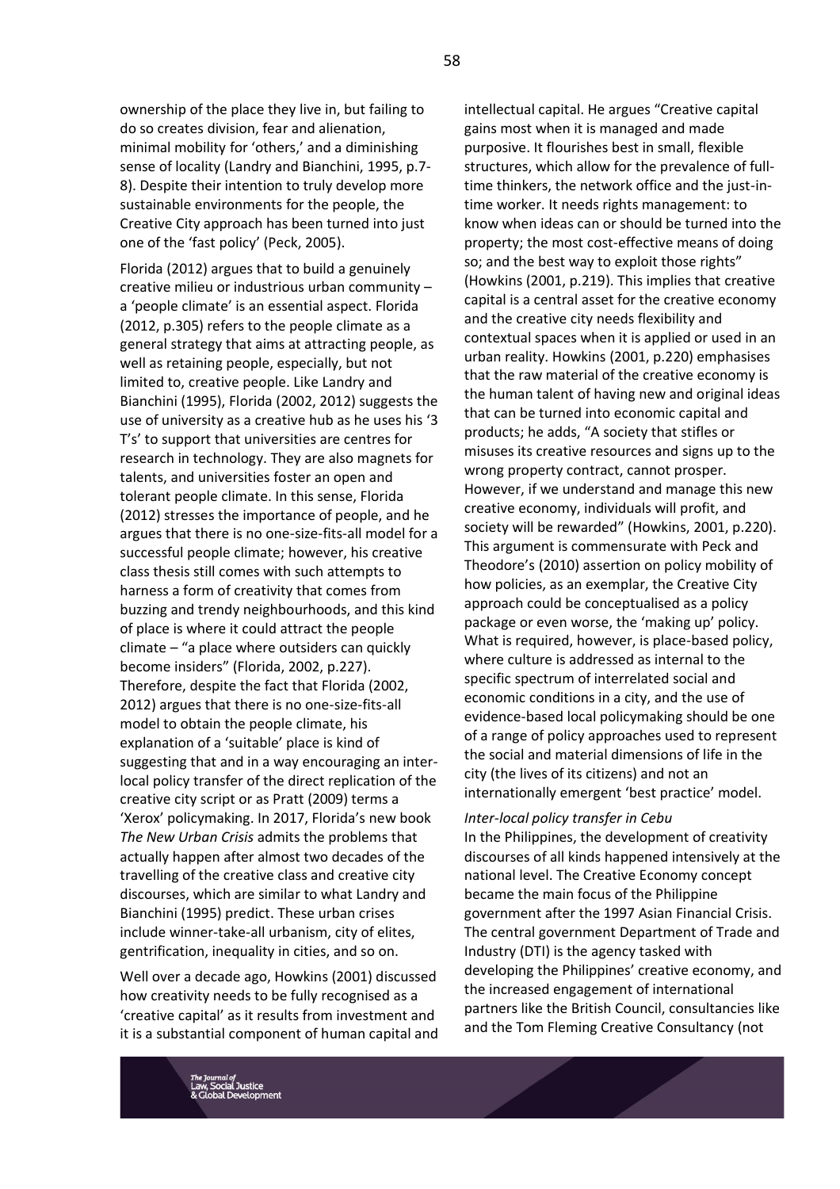ownership of the place they live in, but failing to do so creates division, fear and alienation, minimal mobility for 'others,' and a diminishing sense of locality (Landry and Bianchini, 1995, p.7-8). Despite their intention to truly develop more sustainable environments for the people, the Creative City approach has been turned into just one of the 'fast policy' (Peck, 2005).

Florida (2012) argues that to build a genuinely creative milieu or industrious urban community – a 'people climate' is an essential aspect. Florida (2012, p.305) refers to the people climate as a general strategy that aims at attracting people, as well as retaining people, especially, but not limited to, creative people. Like Landry and Bianchini (1995), Florida (2002, 2012) suggests the use of university as a creative hub as he uses his '3 T's' to support that universities are centres for research in technology. They are also magnets for talents, and universities foster an open and tolerant people climate. In this sense, Florida (2012) stresses the importance of people, and he argues that there is no one-size-fits-all model for a successful people climate; however, his creative class thesis still comes with such attempts to harness a form of creativity that comes from buzzing and trendy neighbourhoods, and this kind of place is where it could attract the people climate – "a place where outsiders can quickly become insiders" (Florida, 2002, p.227). Therefore, despite the fact that Florida (2002, 2012) argues that there is no one-size-fits-all model to obtain the people climate, his explanation of a 'suitable' place is kind of suggesting that and in a way encouraging an inter-local policy transfer of the direct replication of the creative city script or as Pratt (2009) terms a 'Xerox' policymaking. In 2017, Florida's new book *The New Urban Crisis* admits the problems that actually happen after almost two decades of the travelling of the creative class and creative city discourses, which are similar to what Landry and Bianchini (1995) predict. These urban crises include winner-take-all urbanism, city of elites, gentrification, inequality in cities, and so on.

Well over a decade ago, Howkins (2001) discussed how creativity needs to be fully recognised as a 'creative capital' as it results from investment and it is a substantial component of human capital and intellectual capital. He argues "Creative capital gains most when it is managed and made purposive. It flourishes best in small, flexible structures, which allow for the prevalence of full-time thinkers, the network office and the just-in-time worker. It needs rights management: to know when ideas can or should be turned into the property; the most cost-effective means of doing so; and the best way to exploit those rights" (Howkins (2001, p.219). This implies that creative capital is a central asset for the creative economy and the creative city needs flexibility and contextual spaces when it is applied or used in an urban reality. Howkins (2001, p.220) emphasises that the raw material of the creative economy is the human talent of having new and original ideas that can be turned into economic capital and products; he adds, "A society that stifles or misuses its creative resources and signs up to the wrong property contract, cannot prosper. However, if we understand and manage this new creative economy, individuals will profit, and society will be rewarded" (Howkins, 2001, p.220). This argument is commensurate with Peck and Theodore's (2010) assertion on policy mobility of how policies, as an exemplar, the Creative City approach could be conceptualised as a policy package or even worse, the 'making up' policy. What is required, however, is place-based policy, where culture is addressed as internal to the specific spectrum of interrelated social and economic conditions in a city, and the use of evidence-based local policymaking should be one of a range of policy approaches used to represent the social and material dimensions of life in the city (the lives of its citizens) and not an internationally emergent 'best practice' model.

*Inter-local policy transfer in Cebu*

In the Philippines, the development of creativity discourses of all kinds happened intensively at the national level. The Creative Economy concept became the main focus of the Philippine government after the 1997 Asian Financial Crisis. The central government Department of Trade and Industry (DTI) is the agency tasked with developing the Philippines' creative economy, and the increased engagement of international partners like the British Council, consultancies like and the Tom Fleming Creative Consultancy (not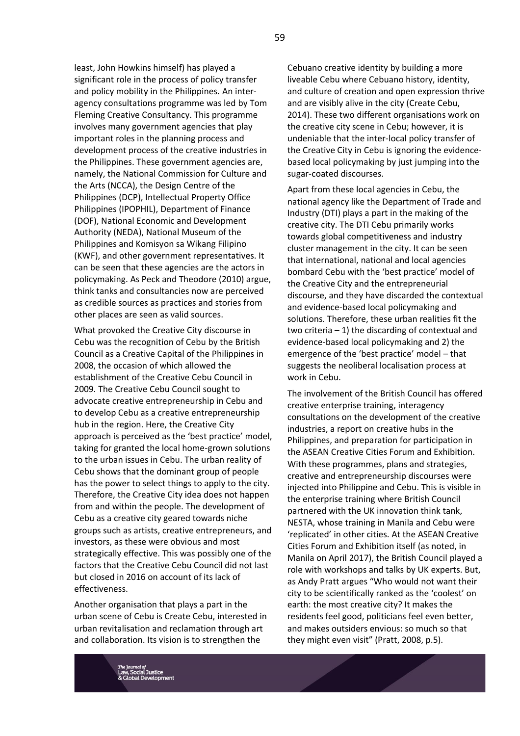least, John Howkins himself) has played a significant role in the process of policy transfer and policy mobility in the Philippines. An inter-agency consultations programme was led by Tom Fleming Creative Consultancy. This programme involves many government agencies that play important roles in the planning process and development process of the creative industries in the Philippines. These government agencies are, namely, the National Commission for Culture and the Arts (NCCA), the Design Centre of the Philippines (DCP), Intellectual Property Office Philippines (IPOPHIL), Department of Finance (DOF), National Economic and Development Authority (NEDA), National Museum of the Philippines and Komisyon sa Wikang Filipino (KWF), and other government representatives. It can be seen that these agencies are the actors in policymaking. As Peck and Theodore (2010) argue, think tanks and consultancies now are perceived as credible sources as practices and stories from other places are seen as valid sources.

What provoked the Creative City discourse in Cebu was the recognition of Cebu by the British Council as a Creative Capital of the Philippines in 2008, the occasion of which allowed the establishment of the Creative Cebu Council in 2009. The Creative Cebu Council sought to advocate creative entrepreneurship in Cebu and to develop Cebu as a creative entrepreneurship hub in the region. Here, the Creative City approach is perceived as the 'best practice' model, taking for granted the local home-grown solutions to the urban issues in Cebu. The urban reality of Cebu shows that the dominant group of people has the power to select things to apply to the city. Therefore, the Creative City idea does not happen from and within the people. The development of Cebu as a creative city geared towards niche groups such as artists, creative entrepreneurs, and investors, as these were obvious and most strategically effective. This was possibly one of the factors that the Creative Cebu Council did not last but closed in 2016 on account of its lack of effectiveness.

Another organisation that plays a part in the urban scene of Cebu is Create Cebu, interested in urban revitalisation and reclamation through art and collaboration. Its vision is to strengthen the Cebuano creative identity by building a more liveable Cebu where Cebuano history, identity, and culture of creation and open expression thrive and are visibly alive in the city (Create Cebu, 2014). These two different organisations work on the creative city scene in Cebu; however, it is undeniable that the inter-local policy transfer of the Creative City in Cebu is ignoring the evidence-based local policymaking by just jumping into the sugar-coated discourses.

Apart from these local agencies in Cebu, the national agency like the Department of Trade and Industry (DTI) plays a part in the making of the creative city. The DTI Cebu primarily works towards global competitiveness and industry cluster management in the city. It can be seen that international, national and local agencies bombard Cebu with the 'best practice' model of the Creative City and the entrepreneurial discourse, and they have discarded the contextual and evidence-based local policymaking and solutions. Therefore, these urban realities fit the two criteria – 1) the discarding of contextual and evidence-based local policymaking and 2) the emergence of the 'best practice' model – that suggests the neoliberal localisation process at work in Cebu.

The involvement of the British Council has offered creative enterprise training, interagency consultations on the development of the creative industries, a report on creative hubs in the Philippines, and preparation for participation in the ASEAN Creative Cities Forum and Exhibition. With these programmes, plans and strategies, creative and entrepreneurship discourses were injected into Philippine and Cebu. This is visible in the enterprise training where British Council partnered with the UK innovation think tank, NESTA, whose training in Manila and Cebu were 'replicated' in other cities. At the ASEAN Creative Cities Forum and Exhibition itself (as noted, in Manila on April 2017), the British Council played a role with workshops and talks by UK experts. But, as Andy Pratt argues "Who would not want their city to be scientifically ranked as the 'coolest' on earth: the most creative city? It makes the residents feel good, politicians feel even better, and makes outsiders envious: so much so that they might even visit" (Pratt, 2008, p.5).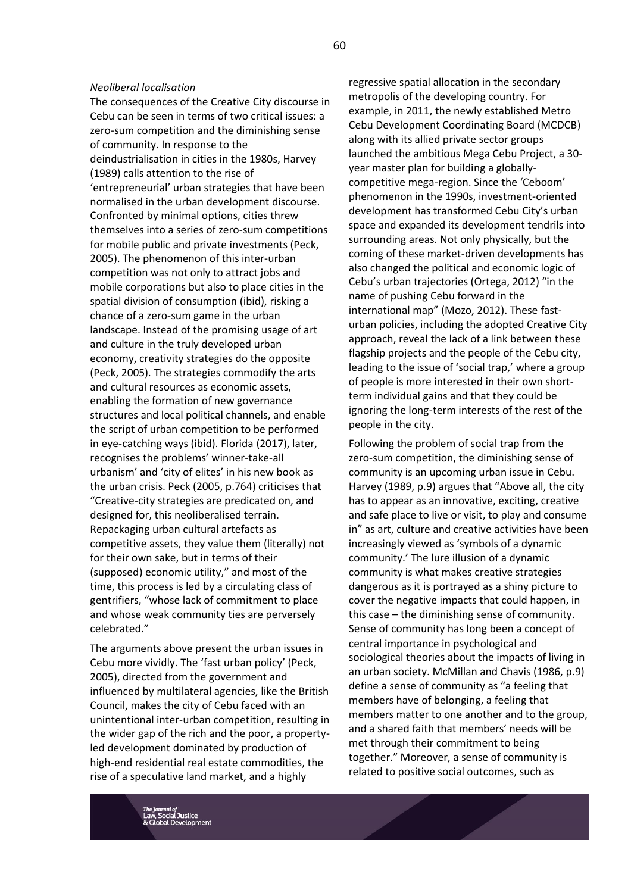*Neoliberal localisation*

The consequences of the Creative City discourse in Cebu can be seen in terms of two critical issues: a zero-sum competition and the diminishing sense of community. In response to the deindustrialisation in cities in the 1980s, Harvey (1989) calls attention to the rise of 'entrepreneurial' urban strategies that have been normalised in the urban development discourse. Confronted by minimal options, cities threw themselves into a series of zero-sum competitions for mobile public and private investments (Peck, 2005). The phenomenon of this inter-urban competition was not only to attract jobs and mobile corporations but also to place cities in the spatial division of consumption (ibid), risking a chance of a zero-sum game in the urban landscape. Instead of the promising usage of art and culture in the truly developed urban economy, creativity strategies do the opposite (Peck, 2005). The strategies commodify the arts and cultural resources as economic assets, enabling the formation of new governance structures and local political channels, and enable the script of urban competition to be performed in eye-catching ways (ibid). Florida (2017), later, recognises the problems' winner-take-all urbanism' and 'city of elites' in his new book as the urban crisis. Peck (2005, p.764) criticises that "Creative-city strategies are predicated on, and designed for, this neoliberalised terrain. Repackaging urban cultural artefacts as competitive assets, they value them (literally) not for their own sake, but in terms of their (supposed) economic utility," and most of the time, this process is led by a circulating class of gentrifiers, "whose lack of commitment to place and whose weak community ties are perversely celebrated."

The arguments above present the urban issues in Cebu more vividly. The 'fast urban policy' (Peck, 2005), directed from the government and influenced by multilateral agencies, like the British Council, makes the city of Cebu faced with an unintentional inter-urban competition, resulting in the wider gap of the rich and the poor, a property-led development dominated by production of high-end residential real estate commodities, the rise of a speculative land market, and a highly regressive spatial allocation in the secondary metropolis of the developing country. For example, in 2011, the newly established Metro Cebu Development Coordinating Board (MCDCB) along with its allied private sector groups launched the ambitious Mega Cebu Project, a 30-year master plan for building a globally-competitive mega-region. Since the 'Ceboom' phenomenon in the 1990s, investment-oriented development has transformed Cebu City's urban space and expanded its development tendrils into surrounding areas. Not only physically, but the coming of these market-driven developments has also changed the political and economic logic of Cebu's urban trajectories (Ortega, 2012) "in the name of pushing Cebu forward in the international map" (Mozo, 2012). These fast-urban policies, including the adopted Creative City approach, reveal the lack of a link between these flagship projects and the people of the Cebu city, leading to the issue of 'social trap,' where a group of people is more interested in their own short-term individual gains and that they could be ignoring the long-term interests of the rest of the people in the city.

Following the problem of social trap from the zero-sum competition, the diminishing sense of community is an upcoming urban issue in Cebu. Harvey (1989, p.9) argues that "Above all, the city has to appear as an innovative, exciting, creative and safe place to live or visit, to play and consume in" as art, culture and creative activities have been increasingly viewed as 'symbols of a dynamic community.' The lure illusion of a dynamic community is what makes creative strategies dangerous as it is portrayed as a shiny picture to cover the negative impacts that could happen, in this case – the diminishing sense of community. Sense of community has long been a concept of central importance in psychological and sociological theories about the impacts of living in an urban society. McMillan and Chavis (1986, p.9) define a sense of community as "a feeling that members have of belonging, a feeling that members matter to one another and to the group, and a shared faith that members' needs will be met through their commitment to being together." Moreover, a sense of community is related to positive social outcomes, such as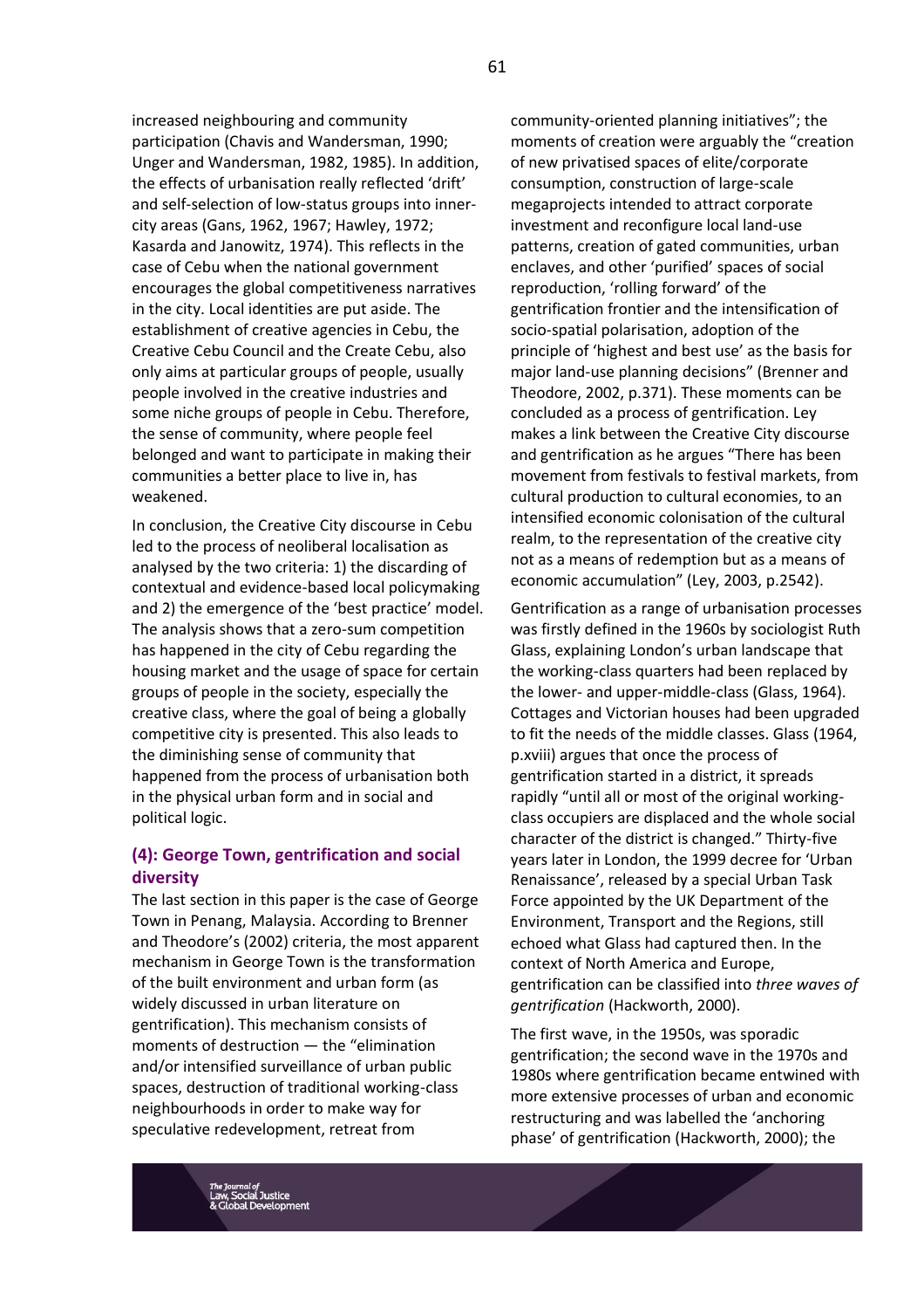increased neighbouring and community participation (Chavis and Wandersman, 1990; Unger and Wandersman, 1982, 1985). In addition, the effects of urbanisation really reflected 'drift' and self-selection of low-status groups into inner-city areas (Gans, 1962, 1967; Hawley, 1972; Kasarda and Janowitz, 1974). This reflects in the case of Cebu when the national government encourages the global competitiveness narratives in the city. Local identities are put aside. The establishment of creative agencies in Cebu, the Creative Cebu Council and the Create Cebu, also only aims at particular groups of people, usually people involved in the creative industries and some niche groups of people in Cebu. Therefore, the sense of community, where people feel belonged and want to participate in making their communities a better place to live in, has weakened.

In conclusion, the Creative City discourse in Cebu led to the process of neoliberal localisation as analysed by the two criteria: 1) the discarding of contextual and evidence-based local policymaking and 2) the emergence of the 'best practice' model. The analysis shows that a zero-sum competition has happened in the city of Cebu regarding the housing market and the usage of space for certain groups of people in the society, especially the creative class, where the goal of being a globally competitive city is presented. This also leads to the diminishing sense of community that happened from the process of urbanisation both in the physical urban form and in social and political logic.

## (4): George Town, gentrification and social diversity

The last section in this paper is the case of George Town in Penang, Malaysia. According to Brenner and Theodore's (2002) criteria, the most apparent mechanism in George Town is the transformation of the built environment and urban form (as widely discussed in urban literature on gentrification). This mechanism consists of moments of destruction — the "elimination and/or intensified surveillance of urban public spaces, destruction of traditional working-class neighbourhoods in order to make way for speculative redevelopment, retreat from community-oriented planning initiatives"; the moments of creation were arguably the "creation of new privatised spaces of elite/corporate consumption, construction of large-scale megaprojects intended to attract corporate investment and reconfigure local land-use patterns, creation of gated communities, urban enclaves, and other 'purified' spaces of social reproduction, 'rolling forward' of the gentrification frontier and the intensification of socio-spatial polarisation, adoption of the principle of 'highest and best use' as the basis for major land-use planning decisions" (Brenner and Theodore, 2002, p.371). These moments can be concluded as a process of gentrification. Ley makes a link between the Creative City discourse and gentrification as he argues "There has been movement from festivals to festival markets, from cultural production to cultural economies, to an intensified economic colonisation of the cultural realm, to the representation of the creative city not as a means of redemption but as a means of economic accumulation" (Ley, 2003, p.2542).

Gentrification as a range of urbanisation processes was firstly defined in the 1960s by sociologist Ruth Glass, explaining London's urban landscape that the working-class quarters had been replaced by the lower- and upper-middle-class (Glass, 1964). Cottages and Victorian houses had been upgraded to fit the needs of the middle classes. Glass (1964, p.xviii) argues that once the process of gentrification started in a district, it spreads rapidly "until all or most of the original working-class occupiers are displaced and the whole social character of the district is changed." Thirty-five years later in London, the 1999 decree for 'Urban Renaissance', released by a special Urban Task Force appointed by the UK Department of the Environment, Transport and the Regions, still echoed what Glass had captured then. In the context of North America and Europe, gentrification can be classified into *three waves of gentrification* (Hackworth, 2000).

The first wave, in the 1950s, was sporadic gentrification; the second wave in the 1970s and 1980s where gentrification became entwined with more extensive processes of urban and economic restructuring and was labelled the 'anchoring phase' of gentrification (Hackworth, 2000); the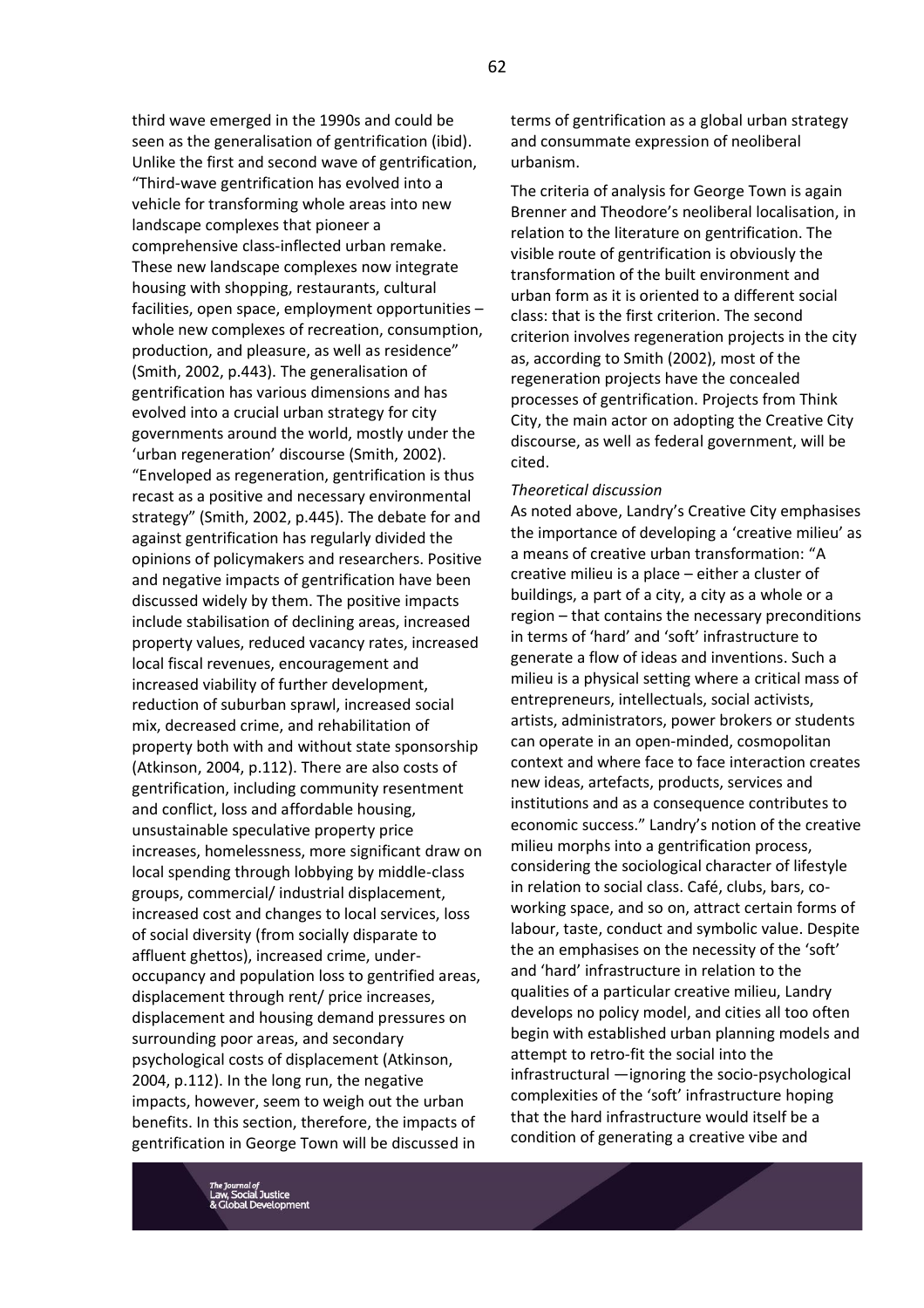third wave emerged in the 1990s and could be seen as the generalisation of gentrification (ibid). Unlike the first and second wave of gentrification, "Third-wave gentrification has evolved into a vehicle for transforming whole areas into new landscape complexes that pioneer a comprehensive class-inflected urban remake. These new landscape complexes now integrate housing with shopping, restaurants, cultural facilities, open space, employment opportunities – whole new complexes of recreation, consumption, production, and pleasure, as well as residence" (Smith, 2002, p.443). The generalisation of gentrification has various dimensions and has evolved into a crucial urban strategy for city governments around the world, mostly under the 'urban regeneration' discourse (Smith, 2002). "Enveloped as regeneration, gentrification is thus recast as a positive and necessary environmental strategy" (Smith, 2002, p.445). The debate for and against gentrification has regularly divided the opinions of policymakers and researchers. Positive and negative impacts of gentrification have been discussed widely by them. The positive impacts include stabilisation of declining areas, increased property values, reduced vacancy rates, increased local fiscal revenues, encouragement and increased viability of further development, reduction of suburban sprawl, increased social mix, decreased crime, and rehabilitation of property both with and without state sponsorship (Atkinson, 2004, p.112). There are also costs of gentrification, including community resentment and conflict, loss and affordable housing, unsustainable speculative property price increases, homelessness, more significant draw on local spending through lobbying by middle-class groups, commercial/ industrial displacement, increased cost and changes to local services, loss of social diversity (from socially disparate to affluent ghettos), increased crime, under-occupancy and population loss to gentrified areas, displacement through rent/ price increases, displacement and housing demand pressures on surrounding poor areas, and secondary psychological costs of displacement (Atkinson, 2004, p.112). In the long run, the negative impacts, however, seem to weigh out the urban benefits. In this section, therefore, the impacts of gentrification in George Town will be discussed in terms of gentrification as a global urban strategy and consummate expression of neoliberal urbanism.

The criteria of analysis for George Town is again Brenner and Theodore's neoliberal localisation, in relation to the literature on gentrification. The visible route of gentrification is obviously the transformation of the built environment and urban form as it is oriented to a different social class: that is the first criterion. The second criterion involves regeneration projects in the city as, according to Smith (2002), most of the regeneration projects have the concealed processes of gentrification. Projects from Think City, the main actor on adopting the Creative City discourse, as well as federal government, will be cited.

*Theoretical discussion*

As noted above, Landry's Creative City emphasises the importance of developing a 'creative milieu' as a means of creative urban transformation: "A creative milieu is a place – either a cluster of buildings, a part of a city, a city as a whole or a region – that contains the necessary preconditions in terms of 'hard' and 'soft' infrastructure to generate a flow of ideas and inventions. Such a milieu is a physical setting where a critical mass of entrepreneurs, intellectuals, social activists, artists, administrators, power brokers or students can operate in an open-minded, cosmopolitan context and where face to face interaction creates new ideas, artefacts, products, services and institutions and as a consequence contributes to economic success." Landry's notion of the creative milieu morphs into a gentrification process, considering the sociological character of lifestyle in relation to social class. Café, clubs, bars, co-working space, and so on, attract certain forms of labour, taste, conduct and symbolic value. Despite the an emphasises on the necessity of the 'soft' and 'hard' infrastructure in relation to the qualities of a particular creative milieu, Landry develops no policy model, and cities all too often begin with established urban planning models and attempt to retro-fit the social into the infrastructural —ignoring the socio-psychological complexities of the 'soft' infrastructure hoping that the hard infrastructure would itself be a condition of generating a creative vibe and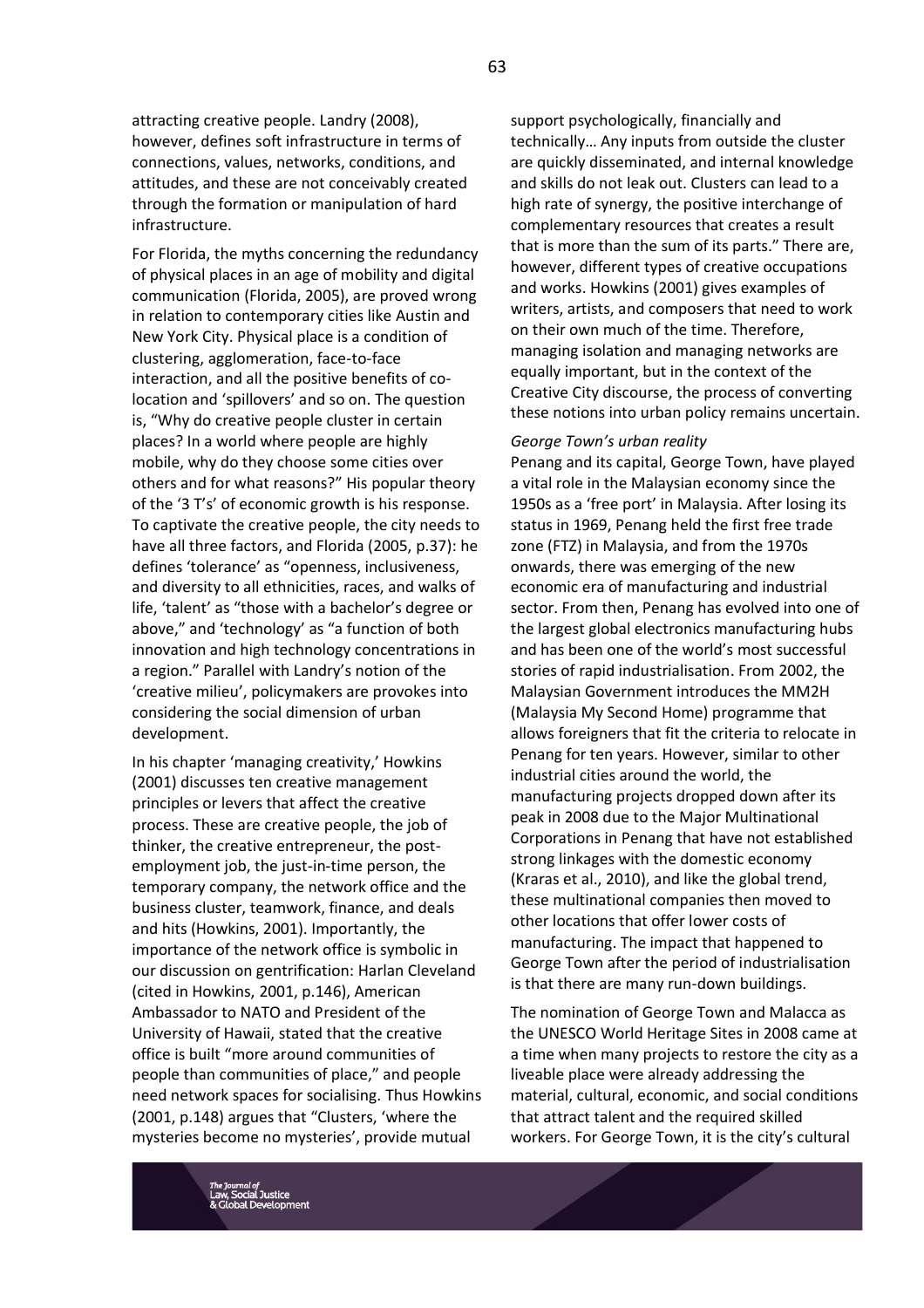attracting creative people. Landry (2008), however, defines soft infrastructure in terms of connections, values, networks, conditions, and attitudes, and these are not conceivably created through the formation or manipulation of hard infrastructure.

For Florida, the myths concerning the redundancy of physical places in an age of mobility and digital communication (Florida, 2005), are proved wrong in relation to contemporary cities like Austin and New York City. Physical place is a condition of clustering, agglomeration, face-to-face interaction, and all the positive benefits of co-location and 'spillovers' and so on. The question is, "Why do creative people cluster in certain places? In a world where people are highly mobile, why do they choose some cities over others and for what reasons?" His popular theory of the '3 T's' of economic growth is his response. To captivate the creative people, the city needs to have all three factors, and Florida (2005, p.37): he defines 'tolerance' as "openness, inclusiveness, and diversity to all ethnicities, races, and walks of life, 'talent' as "those with a bachelor's degree or above," and 'technology' as "a function of both innovation and high technology concentrations in a region." Parallel with Landry's notion of the 'creative milieu', policymakers are provokes into considering the social dimension of urban development.

In his chapter 'managing creativity,' Howkins (2001) discusses ten creative management principles or levers that affect the creative process. These are creative people, the job of thinker, the creative entrepreneur, the post-employment job, the just-in-time person, the temporary company, the network office and the business cluster, teamwork, finance, and deals and hits (Howkins, 2001). Importantly, the importance of the network office is symbolic in our discussion on gentrification: Harlan Cleveland (cited in Howkins, 2001, p.146), American Ambassador to NATO and President of the University of Hawaii, stated that the creative office is built "more around communities of people than communities of place," and people need network spaces for socialising. Thus Howkins (2001, p.148) argues that "Clusters, 'where the mysteries become no mysteries', provide mutual support psychologically, financially and technically… Any inputs from outside the cluster are quickly disseminated, and internal knowledge and skills do not leak out. Clusters can lead to a high rate of synergy, the positive interchange of complementary resources that creates a result that is more than the sum of its parts." There are, however, different types of creative occupations and works. Howkins (2001) gives examples of writers, artists, and composers that need to work on their own much of the time. Therefore, managing isolation and managing networks are equally important, but in the context of the Creative City discourse, the process of converting these notions into urban policy remains uncertain.

*George Town's urban reality*

Penang and its capital, George Town, have played a vital role in the Malaysian economy since the 1950s as a 'free port' in Malaysia. After losing its status in 1969, Penang held the first free trade zone (FTZ) in Malaysia, and from the 1970s onwards, there was emerging of the new economic era of manufacturing and industrial sector. From then, Penang has evolved into one of the largest global electronics manufacturing hubs and has been one of the world's most successful stories of rapid industrialisation. From 2002, the Malaysian Government introduces the MM2H (Malaysia My Second Home) programme that allows foreigners that fit the criteria to relocate in Penang for ten years. However, similar to other industrial cities around the world, the manufacturing projects dropped down after its peak in 2008 due to the Major Multinational Corporations in Penang that have not established strong linkages with the domestic economy (Kraras et al., 2010), and like the global trend, these multinational companies then moved to other locations that offer lower costs of manufacturing. The impact that happened to George Town after the period of industrialisation is that there are many run-down buildings.

The nomination of George Town and Malacca as the UNESCO World Heritage Sites in 2008 came at a time when many projects to restore the city as a liveable place were already addressing the material, cultural, economic, and social conditions that attract talent and the required skilled workers. For George Town, it is the city's cultural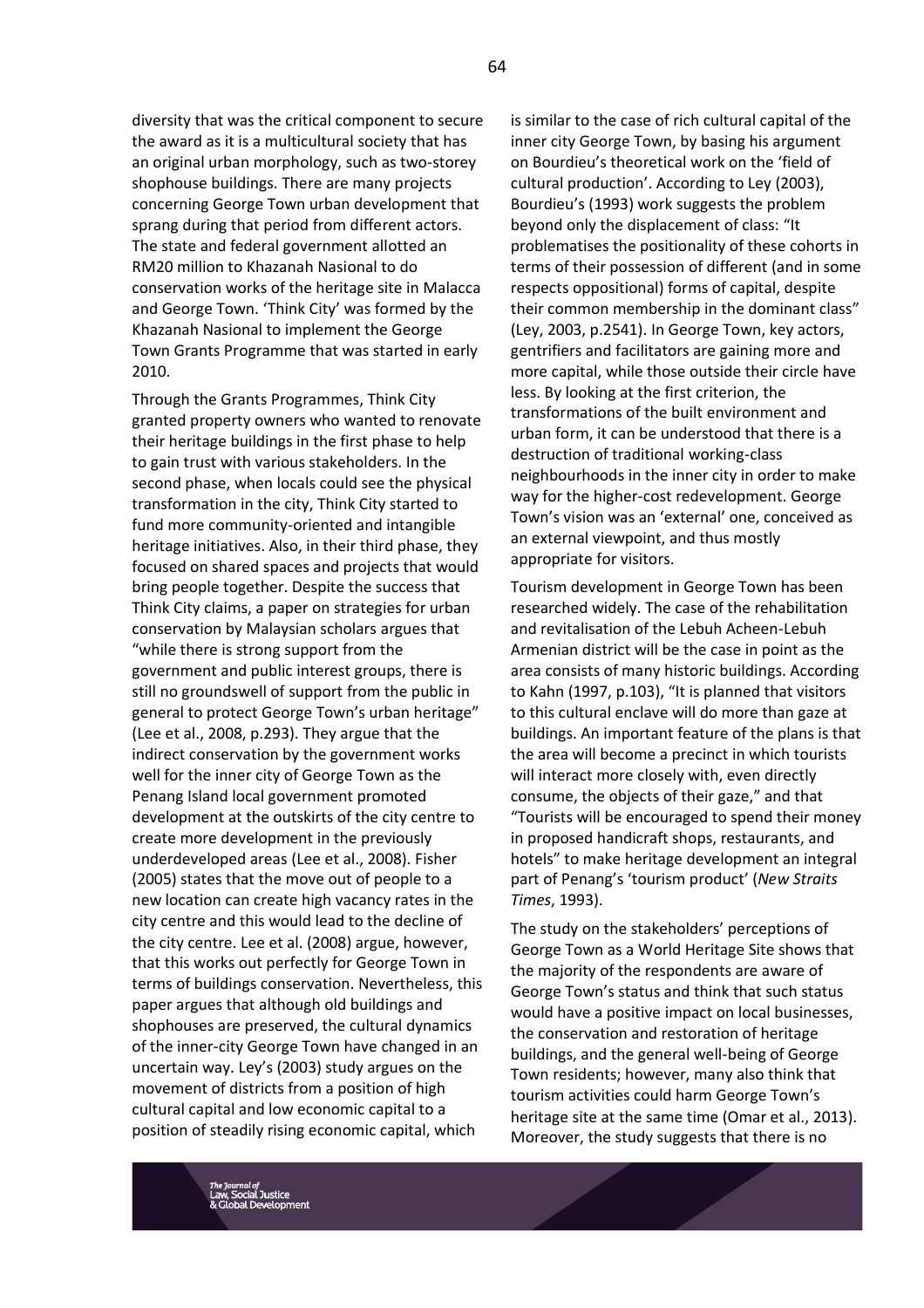diversity that was the critical component to secure the award as it is a multicultural society that has an original urban morphology, such as two-storey shophouse buildings. There are many projects concerning George Town urban development that sprang during that period from different actors. The state and federal government allotted an RM20 million to Khazanah Nasional to do conservation works of the heritage site in Malacca and George Town. 'Think City' was formed by the Khazanah Nasional to implement the George Town Grants Programme that was started in early 2010.

Through the Grants Programmes, Think City granted property owners who wanted to renovate their heritage buildings in the first phase to help to gain trust with various stakeholders. In the second phase, when locals could see the physical transformation in the city, Think City started to fund more community-oriented and intangible heritage initiatives. Also, in their third phase, they focused on shared spaces and projects that would bring people together. Despite the success that Think City claims, a paper on strategies for urban conservation by Malaysian scholars argues that "while there is strong support from the government and public interest groups, there is still no groundswell of support from the public in general to protect George Town's urban heritage" (Lee et al., 2008, p.293). They argue that the indirect conservation by the government works well for the inner city of George Town as the Penang Island local government promoted development at the outskirts of the city centre to create more development in the previously underdeveloped areas (Lee et al., 2008). Fisher (2005) states that the move out of people to a new location can create high vacancy rates in the city centre and this would lead to the decline of the city centre. Lee et al. (2008) argue, however, that this works out perfectly for George Town in terms of buildings conservation. Nevertheless, this paper argues that although old buildings and shophouses are preserved, the cultural dynamics of the inner-city George Town have changed in an uncertain way. Ley's (2003) study argues on the movement of districts from a position of high cultural capital and low economic capital to a position of steadily rising economic capital, which is similar to the case of rich cultural capital of the inner city George Town, by basing his argument on Bourdieu's theoretical work on the 'field of cultural production'. According to Ley (2003), Bourdieu's (1993) work suggests the problem beyond only the displacement of class: "It problematises the positionality of these cohorts in terms of their possession of different (and in some respects oppositional) forms of capital, despite their common membership in the dominant class" (Ley, 2003, p.2541). In George Town, key actors, gentrifiers and facilitators are gaining more and more capital, while those outside their circle have less. By looking at the first criterion, the transformations of the built environment and urban form, it can be understood that there is a destruction of traditional working-class neighbourhoods in the inner city in order to make way for the higher-cost redevelopment. George Town's vision was an 'external' one, conceived as an external viewpoint, and thus mostly appropriate for visitors.

Tourism development in George Town has been researched widely. The case of the rehabilitation and revitalisation of the Lebuh Acheen-Lebuh Armenian district will be the case in point as the area consists of many historic buildings. According to Kahn (1997, p.103), "It is planned that visitors to this cultural enclave will do more than gaze at buildings. An important feature of the plans is that the area will become a precinct in which tourists will interact more closely with, even directly consume, the objects of their gaze," and that "Tourists will be encouraged to spend their money in proposed handicraft shops, restaurants, and hotels" to make heritage development an integral part of Penang's 'tourism product' (*New Straits Times*, 1993).

The study on the stakeholders' perceptions of George Town as a World Heritage Site shows that the majority of the respondents are aware of George Town's status and think that such status would have a positive impact on local businesses, the conservation and restoration of heritage buildings, and the general well-being of George Town residents; however, many also think that tourism activities could harm George Town's heritage site at the same time (Omar et al., 2013). Moreover, the study suggests that there is no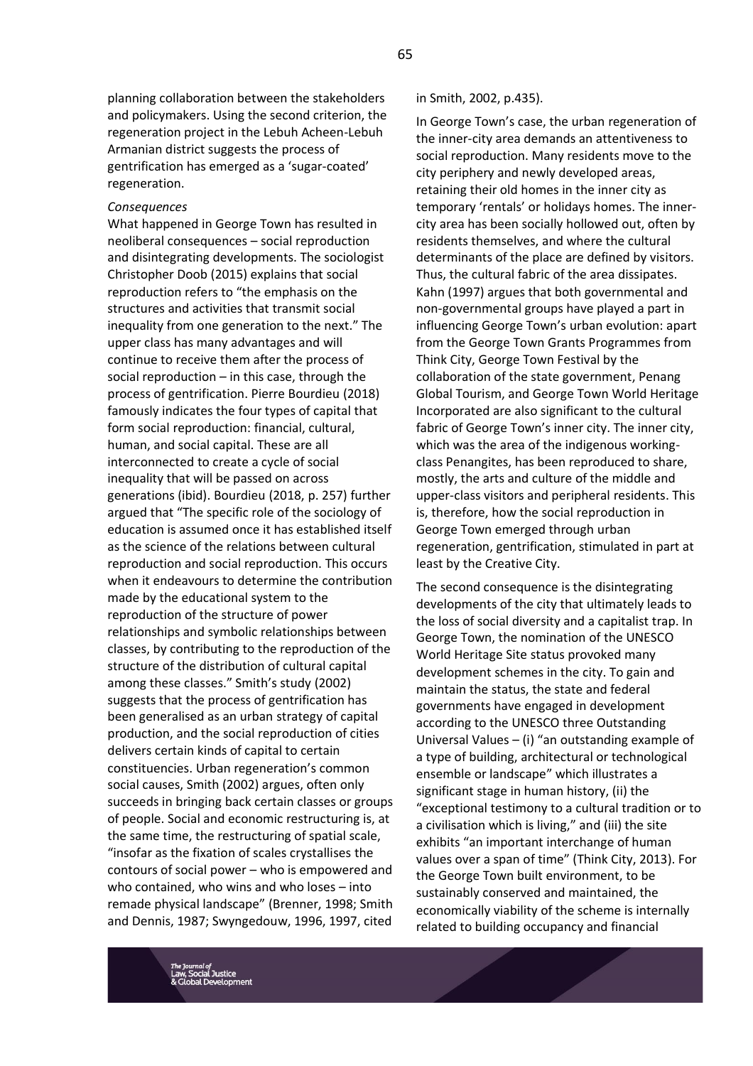planning collaboration between the stakeholders and policymakers. Using the second criterion, the regeneration project in the Lebuh Acheen-Lebuh Armanian district suggests the process of gentrification has emerged as a 'sugar-coated' regeneration.

*Consequences*

What happened in George Town has resulted in neoliberal consequences – social reproduction and disintegrating developments. The sociologist Christopher Doob (2015) explains that social reproduction refers to "the emphasis on the structures and activities that transmit social inequality from one generation to the next." The upper class has many advantages and will continue to receive them after the process of social reproduction – in this case, through the process of gentrification. Pierre Bourdieu (2018) famously indicates the four types of capital that form social reproduction: financial, cultural, human, and social capital. These are all interconnected to create a cycle of social inequality that will be passed on across generations (ibid). Bourdieu (2018, p. 257) further argued that "The specific role of the sociology of education is assumed once it has established itself as the science of the relations between cultural reproduction and social reproduction. This occurs when it endeavours to determine the contribution made by the educational system to the reproduction of the structure of power relationships and symbolic relationships between classes, by contributing to the reproduction of the structure of the distribution of cultural capital among these classes." Smith's study (2002) suggests that the process of gentrification has been generalised as an urban strategy of capital production, and the social reproduction of cities delivers certain kinds of capital to certain constituencies. Urban regeneration's common social causes, Smith (2002) argues, often only succeeds in bringing back certain classes or groups of people. Social and economic restructuring is, at the same time, the restructuring of spatial scale, "insofar as the fixation of scales crystallises the contours of social power – who is empowered and who contained, who wins and who loses – into remade physical landscape" (Brenner, 1998; Smith and Dennis, 1987; Swyngedouw, 1996, 1997, cited in Smith, 2002, p.435).

In George Town's case, the urban regeneration of the inner-city area demands an attentiveness to social reproduction. Many residents move to the city periphery and newly developed areas, retaining their old homes in the inner city as temporary 'rentals' or holidays homes. The inner-city area has been socially hollowed out, often by residents themselves, and where the cultural determinants of the place are defined by visitors. Thus, the cultural fabric of the area dissipates. Kahn (1997) argues that both governmental and non-governmental groups have played a part in influencing George Town's urban evolution: apart from the George Town Grants Programmes from Think City, George Town Festival by the collaboration of the state government, Penang Global Tourism, and George Town World Heritage Incorporated are also significant to the cultural fabric of George Town's inner city. The inner city, which was the area of the indigenous working-class Penangites, has been reproduced to share, mostly, the arts and culture of the middle and upper-class visitors and peripheral residents. This is, therefore, how the social reproduction in George Town emerged through urban regeneration, gentrification, stimulated in part at least by the Creative City.

The second consequence is the disintegrating developments of the city that ultimately leads to the loss of social diversity and a capitalist trap. In George Town, the nomination of the UNESCO World Heritage Site status provoked many development schemes in the city. To gain and maintain the status, the state and federal governments have engaged in development according to the UNESCO three Outstanding Universal Values – (i) "an outstanding example of a type of building, architectural or technological ensemble or landscape" which illustrates a significant stage in human history, (ii) the "exceptional testimony to a cultural tradition or to a civilisation which is living," and (iii) the site exhibits "an important interchange of human values over a span of time" (Think City, 2013). For the George Town built environment, to be sustainably conserved and maintained, the economically viability of the scheme is internally related to building occupancy and financial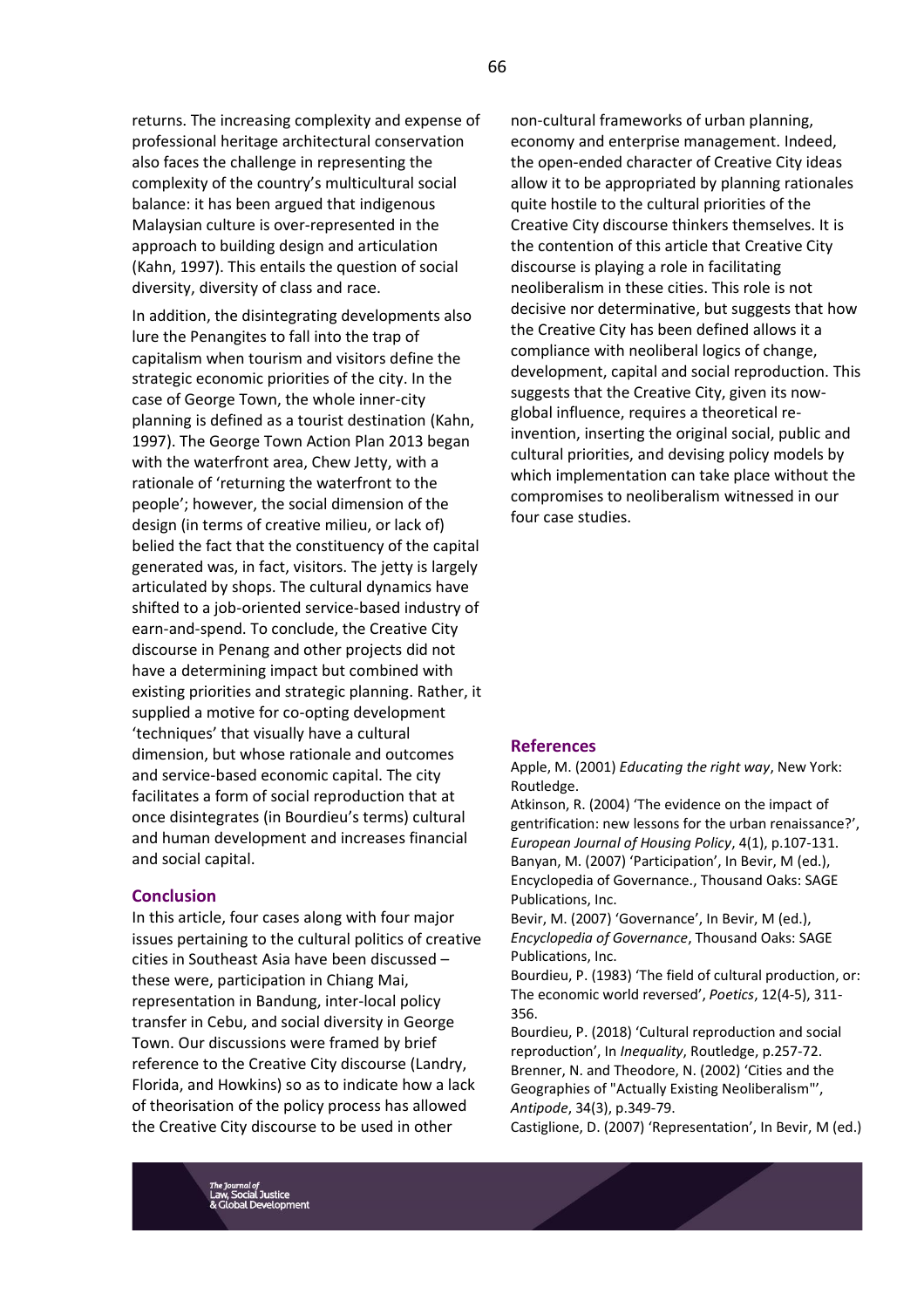returns. The increasing complexity and expense of professional heritage architectural conservation also faces the challenge in representing the complexity of the country's multicultural social balance: it has been argued that indigenous Malaysian culture is over-represented in the approach to building design and articulation (Kahn, 1997). This entails the question of social diversity, diversity of class and race.

In addition, the disintegrating developments also lure the Penangites to fall into the trap of capitalism when tourism and visitors define the strategic economic priorities of the city. In the case of George Town, the whole inner-city planning is defined as a tourist destination (Kahn, 1997). The George Town Action Plan 2013 began with the waterfront area, Chew Jetty, with a rationale of 'returning the waterfront to the people'; however, the social dimension of the design (in terms of creative milieu, or lack of) belied the fact that the constituency of the capital generated was, in fact, visitors. The jetty is largely articulated by shops. The cultural dynamics have shifted to a job-oriented service-based industry of earn-and-spend. To conclude, the Creative City discourse in Penang and other projects did not have a determining impact but combined with existing priorities and strategic planning. Rather, it supplied a motive for co-opting development 'techniques' that visually have a cultural dimension, but whose rationale and outcomes and service-based economic capital. The city facilitates a form of social reproduction that at once disintegrates (in Bourdieu's terms) cultural and human development and increases financial and social capital.

## Conclusion

In this article, four cases along with four major issues pertaining to the cultural politics of creative cities in Southeast Asia have been discussed – these were, participation in Chiang Mai, representation in Bandung, inter-local policy transfer in Cebu, and social diversity in George Town. Our discussions were framed by brief reference to the Creative City discourse (Landry, Florida, and Howkins) so as to indicate how a lack of theorisation of the policy process has allowed the Creative City discourse to be used in other non-cultural frameworks of urban planning, economy and enterprise management. Indeed, the open-ended character of Creative City ideas allow it to be appropriated by planning rationales quite hostile to the cultural priorities of the Creative City discourse thinkers themselves. It is the contention of this article that Creative City discourse is playing a role in facilitating neoliberalism in these cities. This role is not decisive nor determinative, but suggests that how the Creative City has been defined allows it a compliance with neoliberal logics of change, development, capital and social reproduction. This suggests that the Creative City, given its now-global influence, requires a theoretical re-invention, inserting the original social, public and cultural priorities, and devising policy models by which implementation can take place without the compromises to neoliberalism witnessed in our four case studies.

## References

Apple, M. (2001) *Educating the right way*, New York: Routledge.

Atkinson, R. (2004) 'The evidence on the impact of gentrification: new lessons for the urban renaissance?', *European Journal of Housing Policy*, 4(1), p.107-131.

Banyan, M. (2007) 'Participation', In Bevir, M (ed.), Encyclopedia of Governance., Thousand Oaks: SAGE Publications, Inc.

Bevir, M. (2007) 'Governance', In Bevir, M (ed.), *Encyclopedia of Governance*, Thousand Oaks: SAGE Publications, Inc.

Bourdieu, P. (1983) 'The field of cultural production, or: The economic world reversed', *Poetics*, 12(4-5), 311-356.

Bourdieu, P. (2018) 'Cultural reproduction and social reproduction', In *Inequality*, Routledge, p.257-72.

Brenner, N. and Theodore, N. (2002) 'Cities and the Geographies of "Actually Existing Neoliberalism"', *Antipode*, 34(3), p.349-79.

Castiglione, D. (2007) 'Representation', In Bevir, M (ed.)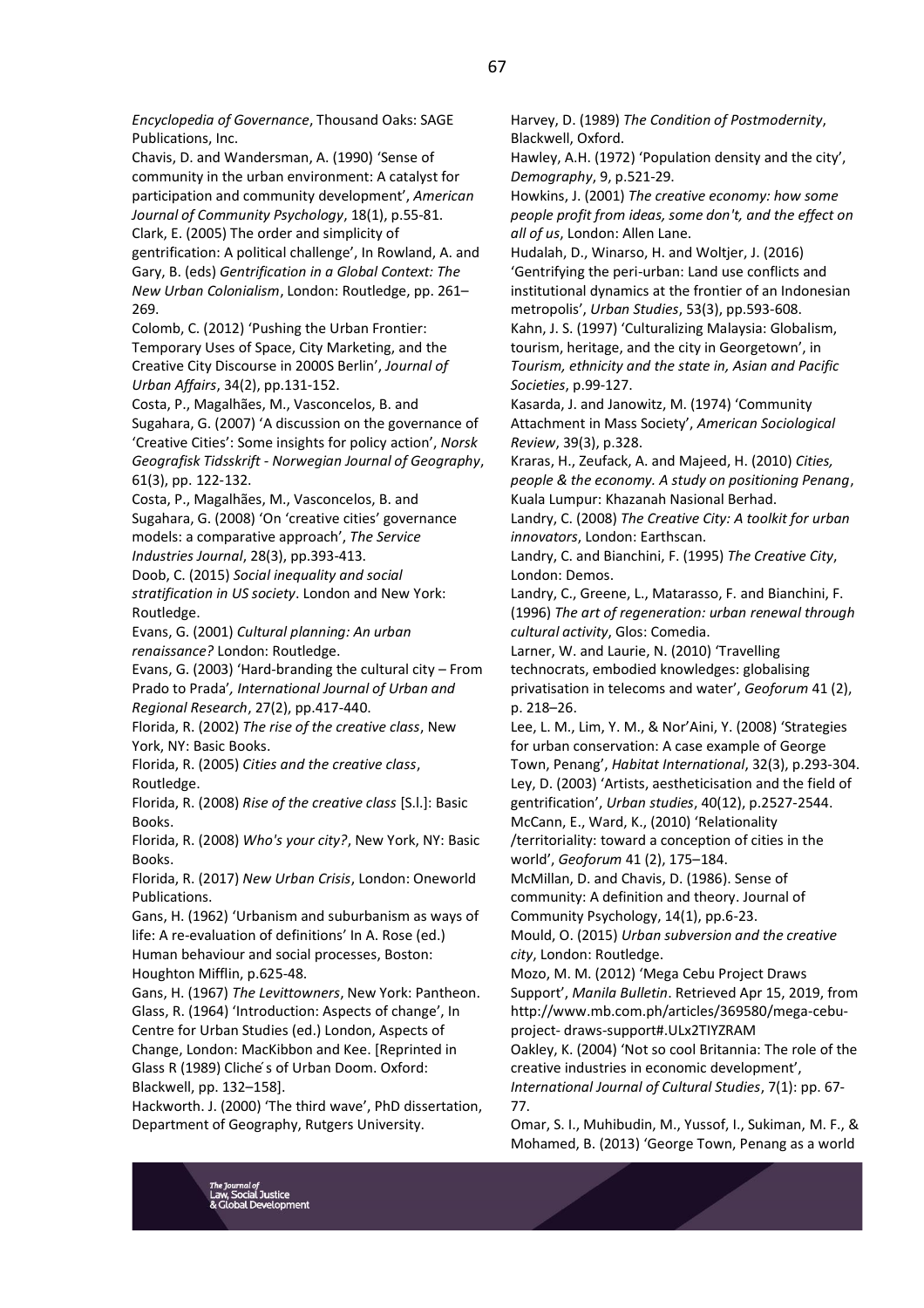*Encyclopedia of Governance*, Thousand Oaks: SAGE Publications, Inc.

Chavis, D. and Wandersman, A. (1990) 'Sense of community in the urban environment: A catalyst for participation and community development', *American Journal of Community Psychology*, 18(1), p.55-81.

Clark, E. (2005) The order and simplicity of gentrification: A political challenge', In Rowland, A. and Gary, B. (eds) *Gentrification in a Global Context: The New Urban Colonialism*, London: Routledge, pp. 261–269.

Colomb, C. (2012) 'Pushing the Urban Frontier: Temporary Uses of Space, City Marketing, and the Creative City Discourse in 2000S Berlin', *Journal of Urban Affairs*, 34(2), pp.131-152.

Costa, P., Magalhães, M., Vasconcelos, B. and Sugahara, G. (2007) 'A discussion on the governance of 'Creative Cities': Some insights for policy action', *Norsk Geografisk Tidsskrift - Norwegian Journal of Geography*, 61(3), pp. 122-132.

Costa, P., Magalhães, M., Vasconcelos, B. and Sugahara, G. (2008) 'On 'creative cities' governance models: a comparative approach', *The Service Industries Journal*, 28(3), pp.393-413.

Doob, C. (2015) *Social inequality and social stratification in US society*. London and New York: Routledge.

Evans, G. (2001) *Cultural planning: An urban renaissance?* London: Routledge.

Evans, G. (2003) 'Hard-branding the cultural city – From Prado to Prada', *International Journal of Urban and Regional Research*, 27(2), pp.417-440.

Florida, R. (2002) *The rise of the creative class*, New York, NY: Basic Books.

Florida, R. (2005) *Cities and the creative class*, Routledge.

Florida, R. (2008) *Rise of the creative class* [S.l.]: Basic Books.

Florida, R. (2008) *Who's your city?*, New York, NY: Basic Books.

Florida, R. (2017) *New Urban Crisis*, London: Oneworld Publications.

Gans, H. (1962) 'Urbanism and suburbanism as ways of life: A re-evaluation of definitions' In A. Rose (ed.) Human behaviour and social processes, Boston: Houghton Mifflin, p.625-48.

Gans, H. (1967) *The Levittowners*, New York: Pantheon.

Glass, R. (1964) 'Introduction: Aspects of change', In Centre for Urban Studies (ed.) London, Aspects of Change, London: MacKibbon and Kee. [Reprinted in Glass R (1989) Cliché s of Urban Doom. Oxford: Blackwell, pp. 132–158].

Hackworth. J. (2000) 'The third wave', PhD dissertation, Department of Geography, Rutgers University.

Harvey, D. (1989) *The Condition of Postmodernity*, Blackwell, Oxford.

Hawley, A.H. (1972) 'Population density and the city', *Demography*, 9, p.521-29.

Howkins, J. (2001) *The creative economy: how some people profit from ideas, some don't, and the effect on all of us*, London: Allen Lane.

Hudalah, D., Winarso, H. and Woltjer, J. (2016) 'Gentrifying the peri-urban: Land use conflicts and institutional dynamics at the frontier of an Indonesian metropolis', *Urban Studies*, 53(3), pp.593-608.

Kahn, J. S. (1997) 'Culturalizing Malaysia: Globalism, tourism, heritage, and the city in Georgetown', in *Tourism, ethnicity and the state in, Asian and Pacific Societies*, p.99-127.

Kasarda, J. and Janowitz, M. (1974) 'Community Attachment in Mass Society', *American Sociological Review*, 39(3), p.328.

Kraras, H., Zeufack, A. and Majeed, H. (2010) *Cities, people & the economy. A study on positioning Penang*, Kuala Lumpur: Khazanah Nasional Berhad.

Landry, C. (2008) *The Creative City: A toolkit for urban innovators*, London: Earthscan.

Landry, C. and Bianchini, F. (1995) *The Creative City*, London: Demos.

Landry, C., Greene, L., Matarasso, F. and Bianchini, F. (1996) *The art of regeneration: urban renewal through cultural activity*, Glos: Comedia.

Larner, W. and Laurie, N. (2010) 'Travelling technocrats, embodied knowledges: globalising privatisation in telecoms and water', *Geoforum* 41 (2), p. 218–26.

Lee, L. M., Lim, Y. M., & Nor'Aini, Y. (2008) 'Strategies for urban conservation: A case example of George Town, Penang', *Habitat International*, 32(3), p.293-304.

Ley, D. (2003) 'Artists, aestheticisation and the field of gentrification', *Urban studies*, 40(12), p.2527-2544.

McCann, E., Ward, K., (2010) 'Relationality /territoriality: toward a conception of cities in the world', *Geoforum* 41 (2), 175–184.

McMillan, D. and Chavis, D. (1986). Sense of community: A definition and theory. Journal of Community Psychology, 14(1), pp.6-23.

Mould, O. (2015) *Urban subversion and the creative city*, London: Routledge.

Mozo, M. M. (2012) 'Mega Cebu Project Draws Support', *Manila Bulletin*. Retrieved Apr 15, 2019, from http://www.mb.com.ph/articles/369580/mega-cebu-project- draws-support#.ULx2TIYZRAM

Oakley, K. (2004) 'Not so cool Britannia: The role of the creative industries in economic development', *International Journal of Cultural Studies*, 7(1): pp. 67-77.

Omar, S. I., Muhibudin, M., Yussof, I., Sukiman, M. F., & Mohamed, B. (2013) 'George Town, Penang as a world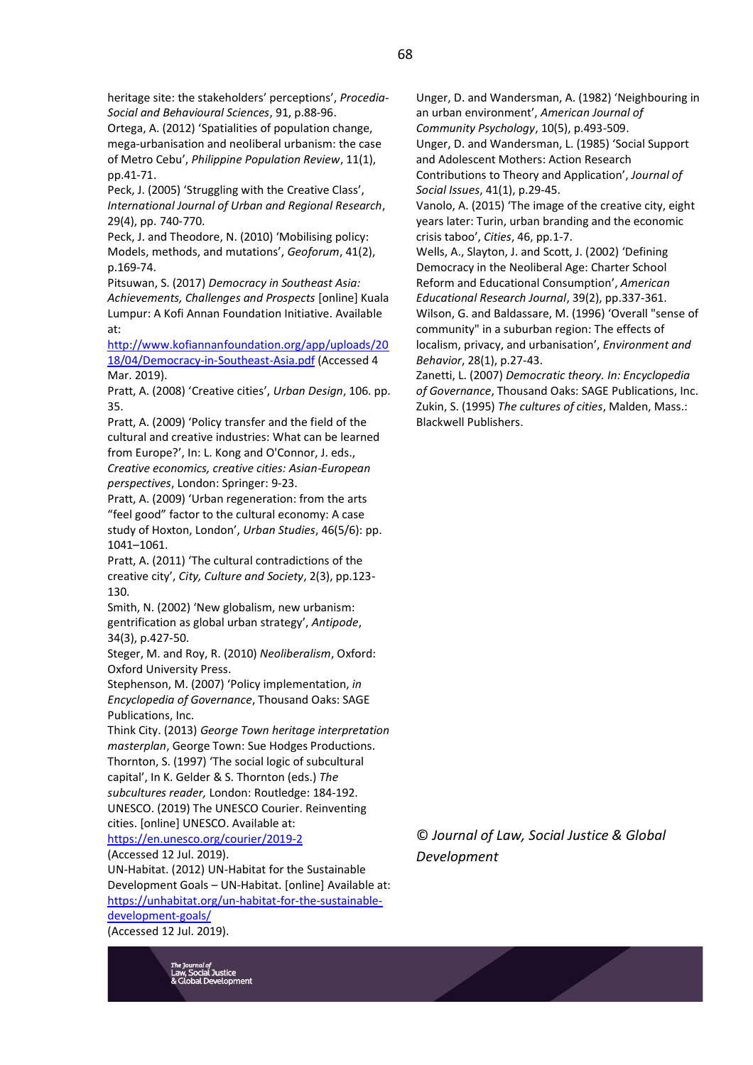heritage site: the stakeholders' perceptions', *Procedia-Social and Behavioural Sciences*, 91, p.88-96.

Ortega, A. (2012) 'Spatialities of population change, mega-urbanisation and neoliberal urbanism: the case of Metro Cebu', *Philippine Population Review*, 11(1), pp.41-71.

Peck, J. (2005) 'Struggling with the Creative Class', *International Journal of Urban and Regional Research*, 29(4), pp. 740-770.

Peck, J. and Theodore, N. (2010) 'Mobilising policy: Models, methods, and mutations', *Geoforum*, 41(2), p.169-74.

Pitsuwan, S. (2017) *Democracy in Southeast Asia: Achievements, Challenges and Prospects* [online] Kuala Lumpur: A Kofi Annan Foundation Initiative. Available at: [http://www.kofiannanfoundation.org/app/uploads/2018/04/Democracy-in-Southeast-Asia.pdf](http://www.kofiannanfoundation.org/app/uploads/2018/04/Democracy-in-Southeast-Asia.pdf) (Accessed 4 Mar. 2019).

Pratt, A. (2008) 'Creative cities', *Urban Design*, 106. pp. 35.

Pratt, A. (2009) 'Policy transfer and the field of the cultural and creative industries: What can be learned from Europe?', In: L. Kong and O'Connor, J. eds., *Creative economics, creative cities: Asian-European perspectives*, London: Springer: 9-23.

Pratt, A. (2009) 'Urban regeneration: from the arts "feel good" factor to the cultural economy: A case study of Hoxton, London', *Urban Studies*, 46(5/6): pp. 1041–1061.

Pratt, A. (2011) 'The cultural contradictions of the creative city', *City, Culture and Society*, 2(3), pp.123-130.

Smith, N. (2002) 'New globalism, new urbanism: gentrification as global urban strategy', *Antipode*, 34(3), p.427-50.

Steger, M. and Roy, R. (2010) *Neoliberalism*, Oxford: Oxford University Press.

Stephenson, M. (2007) 'Policy implementation, *in Encyclopedia of Governance*, Thousand Oaks: SAGE Publications, Inc.

Think City. (2013) *George Town heritage interpretation masterplan*, George Town: Sue Hodges Productions.

Thornton, S. (1997) 'The social logic of subcultural capital', In K. Gelder & S. Thornton (eds.) *The subcultures reader,* London: Routledge: 184-192.

UNESCO. (2019) The UNESCO Courier. Reinventing cities. [online] UNESCO. Available at: [https://en.unesco.org/courier/2019-2](https://en.unesco.org/courier/2019-2) (Accessed 12 Jul. 2019).

UN-Habitat. (2012) UN-Habitat for the Sustainable Development Goals – UN-Habitat. [online] Available at: [https://unhabitat.org/un-habitat-for-the-sustainable-development-goals/](https://unhabitat.org/un-habitat-for-the-sustainable-development-goals/) (Accessed 12 Jul. 2019).

Unger, D. and Wandersman, A. (1982) 'Neighbouring in an urban environment', *American Journal of Community Psychology*, 10(5), p.493-509.

Unger, D. and Wandersman, L. (1985) 'Social Support and Adolescent Mothers: Action Research Contributions to Theory and Application', *Journal of Social Issues*, 41(1), p.29-45.

Vanolo, A. (2015) 'The image of the creative city, eight years later: Turin, urban branding and the economic crisis taboo', *Cities*, 46, pp.1-7.

Wells, A., Slayton, J. and Scott, J. (2002) 'Defining Democracy in the Neoliberal Age: Charter School Reform and Educational Consumption', *American Educational Research Journal*, 39(2), pp.337-361.

Wilson, G. and Baldassare, M. (1996) 'Overall "sense of community" in a suburban region: The effects of localism, privacy, and urbanisation', *Environment and Behavior*, 28(1), p.27-43.

Zanetti, L. (2007) *Democratic theory. In: Encyclopedia of Governance*, Thousand Oaks: SAGE Publications, Inc.

Zukin, S. (1995) *The cultures of cities*, Malden, Mass.: Blackwell Publishers.

*© Journal of Law, Social Justice & Global Development*